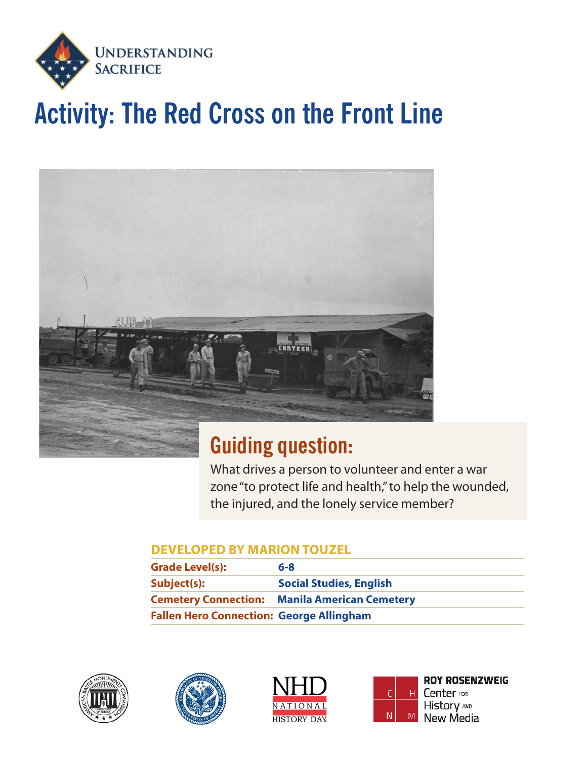Understanding Sacrifice

# Activity: The Red Cross on the Front Line

## Guiding question:

What drives a person to volunteer and enter a war zone "to protect life and health," to help the wounded, the injured, and the lonely service member?

**DEVELOPED BY MARION TOUZEL**

| | |
|---|---|
| **Grade Level(s):** | **6-8** |
| **Subject(s):** | **Social Studies, English** |
| **Cemetery Connection:** | **Manila American Cemetery** |
| **Fallen Hero Connection:** | **George Allingham** |

NHD National History Day

Roy Rosenzweig Center for History and New Media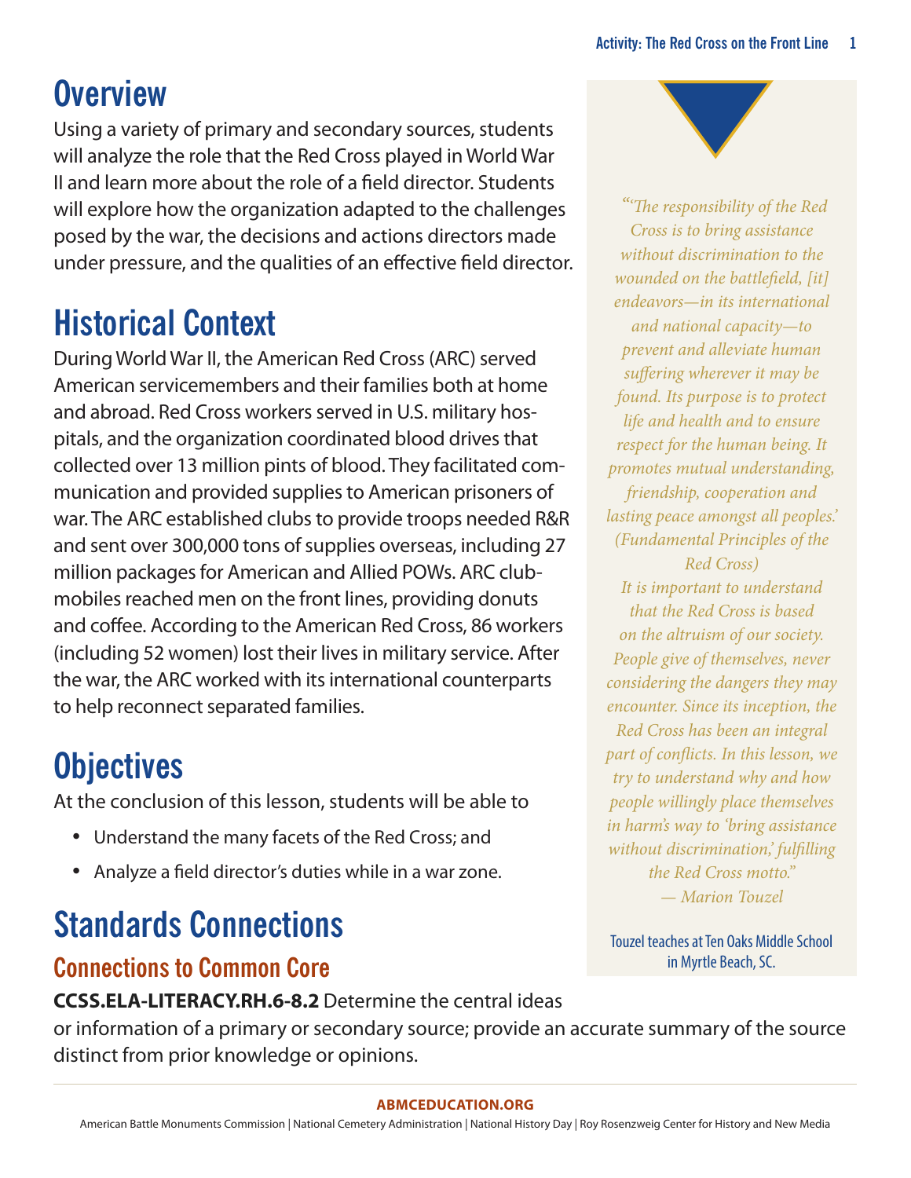# Overview

Using a variety of primary and secondary sources, students will analyze the role that the Red Cross played in World War II and learn more about the role of a field director. Students will explore how the organization adapted to the challenges posed by the war, the decisions and actions directors made under pressure, and the qualities of an effective field director.

# Historical Context

During World War II, the American Red Cross (ARC) served American servicemembers and their families both at home and abroad. Red Cross workers served in U.S. military hospitals, and the organization coordinated blood drives that collected over 13 million pints of blood. They facilitated communication and provided supplies to American prisoners of war. The ARC established clubs to provide troops needed R&R and sent over 300,000 tons of supplies overseas, including 27 million packages for American and Allied POWs. ARC clubmobiles reached men on the front lines, providing donuts and coffee. According to the American Red Cross, 86 workers (including 52 women) lost their lives in military service. After the war, the ARC worked with its international counterparts to help reconnect separated families.

# Objectives

At the conclusion of this lesson, students will be able to

- Understand the many facets of the Red Cross; and
- Analyze a field director's duties while in a war zone.

# Standards Connections

## Connections to Common Core

**CCSS.ELA-LITERACY.RH.6-8.2** Determine the central ideas or information of a primary or secondary source; provide an accurate summary of the source distinct from prior knowledge or opinions.

*"'The responsibility of the Red Cross is to bring assistance without discrimination to the wounded on the battlefield, [it] endeavors—in its international and national capacity—to prevent and alleviate human suffering wherever it may be found. Its purpose is to protect life and health and to ensure respect for the human being. It promotes mutual understanding, friendship, cooperation and lasting peace amongst all peoples.' (Fundamental Principles of the Red Cross)*

*It is important to understand that the Red Cross is based on the altruism of our society. People give of themselves, never considering the dangers they may encounter. Since its inception, the Red Cross has been an integral part of conflicts. In this lesson, we try to understand why and how people willingly place themselves in harm's way to 'bring assistance without discrimination,' fulfilling the Red Cross motto."*

*— Marion Touzel*

Touzel teaches at Ten Oaks Middle School in Myrtle Beach, SC.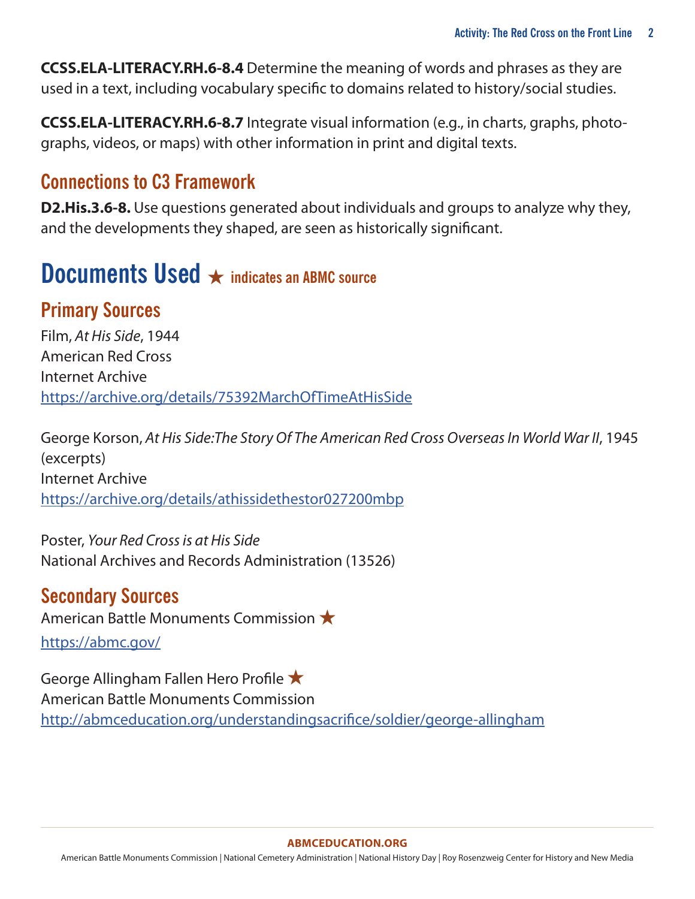**CCSS.ELA-LITERACY.RH.6-8.4** Determine the meaning of words and phrases as they are used in a text, including vocabulary specific to domains related to history/social studies.

**CCSS.ELA-LITERACY.RH.6-8.7** Integrate visual information (e.g., in charts, graphs, photographs, videos, or maps) with other information in print and digital texts.

## Connections to C3 Framework

**D2.His.3.6-8.** Use questions generated about individuals and groups to analyze why they, and the developments they shaped, are seen as historically significant.

# Documents Used ★ indicates an ABMC source

## Primary Sources

Film, *At His Side*, 1944
American Red Cross
Internet Archive
https://archive.org/details/75392MarchOfTimeAtHisSide

George Korson, *At His Side:The Story Of The American Red Cross Overseas In World War II*, 1945 (excerpts)
Internet Archive
https://archive.org/details/athissidethestor027200mbp

Poster, *Your Red Cross is at His Side*
National Archives and Records Administration (13526)

## Secondary Sources

American Battle Monuments Commission ★
https://abmc.gov/

George Allingham Fallen Hero Profile ★
American Battle Monuments Commission
http://abmceducation.org/understandingsacrifice/soldier/george-allingham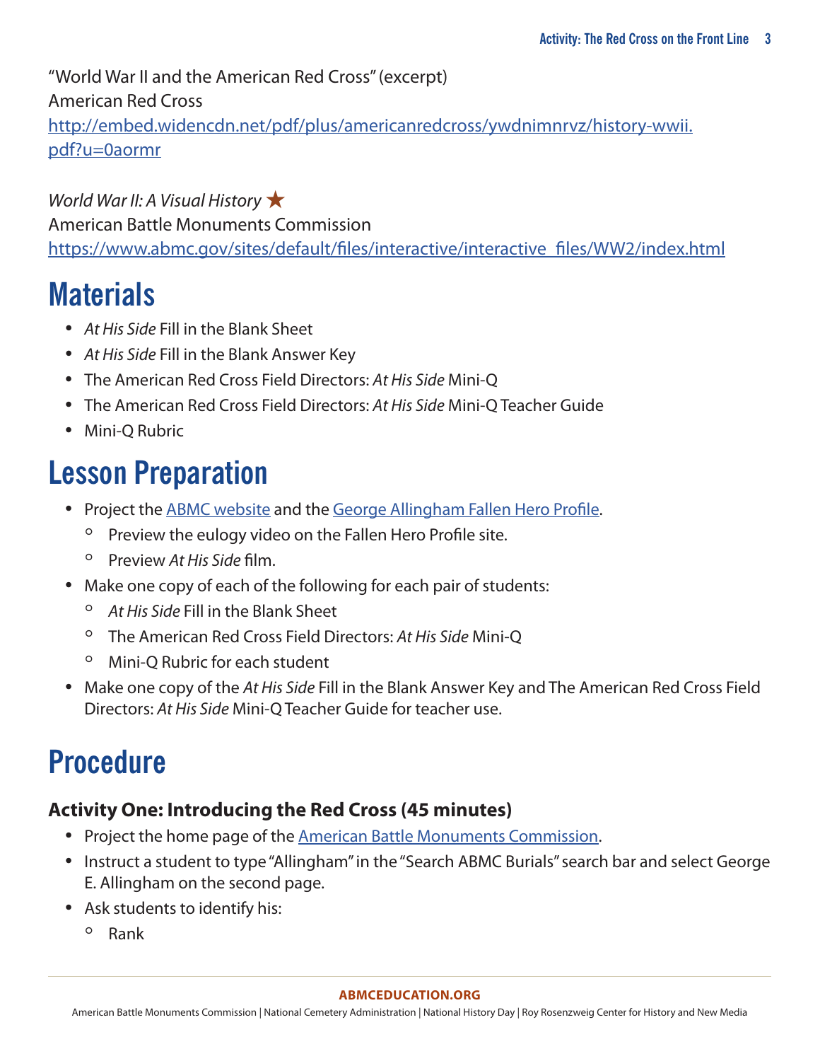"World War II and the American Red Cross" (excerpt)
American Red Cross
http://embed.widencdn.net/pdf/plus/americanredcross/ywdnimnrvz/history-wwii.pdf?u=0aormr

*World War II: A Visual History* ★
American Battle Monuments Commission
https://www.abmc.gov/sites/default/files/interactive/interactive_files/WW2/index.html

# Materials

- *At His Side* Fill in the Blank Sheet
- *At His Side* Fill in the Blank Answer Key
- The American Red Cross Field Directors: *At His Side* Mini-Q
- The American Red Cross Field Directors: *At His Side* Mini-Q Teacher Guide
- Mini-Q Rubric

# Lesson Preparation

- Project the ABMC website and the George Allingham Fallen Hero Profile.
  - Preview the eulogy video on the Fallen Hero Profile site.
  - Preview *At His Side* film.
- Make one copy of each of the following for each pair of students:
  - *At His Side* Fill in the Blank Sheet
  - The American Red Cross Field Directors: *At His Side* Mini-Q
  - Mini-Q Rubric for each student
- Make one copy of the *At His Side* Fill in the Blank Answer Key and The American Red Cross Field Directors: *At His Side* Mini-Q Teacher Guide for teacher use.

# Procedure

### Activity One: Introducing the Red Cross (45 minutes)

- Project the home page of the American Battle Monuments Commission.
- Instruct a student to type "Allingham" in the "Search ABMC Burials" search bar and select George E. Allingham on the second page.
- Ask students to identify his:
  - Rank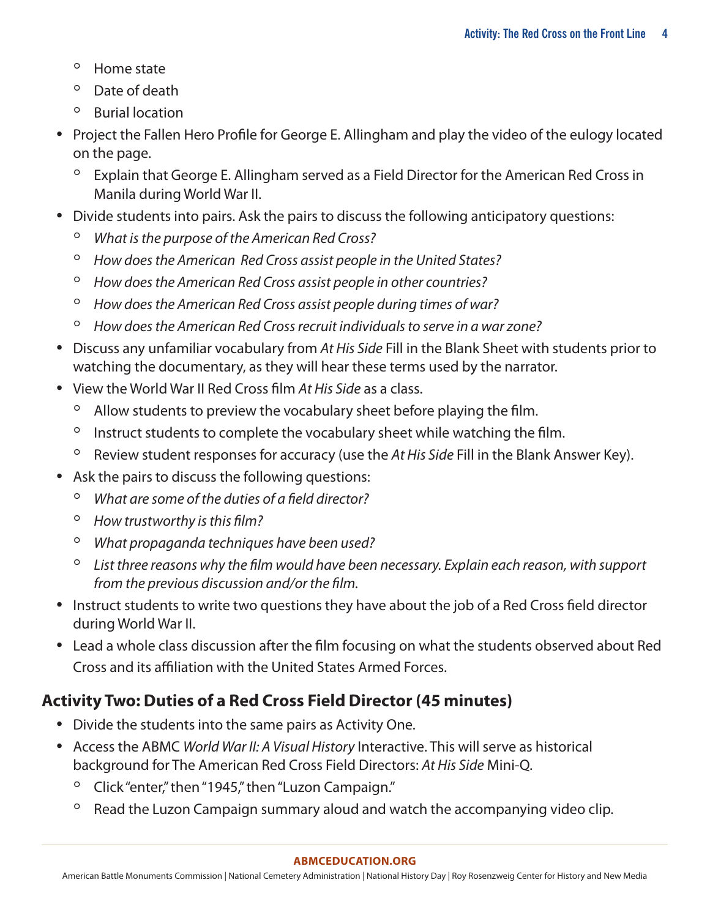- Home state
  - Date of death
  - Burial location
- Project the Fallen Hero Profile for George E. Allingham and play the video of the eulogy located on the page.
  - Explain that George E. Allingham served as a Field Director for the American Red Cross in Manila during World War II.
- Divide students into pairs. Ask the pairs to discuss the following anticipatory questions:
  - *What is the purpose of the American Red Cross?*
  - *How does the American Red Cross assist people in the United States?*
  - *How does the American Red Cross assist people in other countries?*
  - *How does the American Red Cross assist people during times of war?*
  - *How does the American Red Cross recruit individuals to serve in a war zone?*
- Discuss any unfamiliar vocabulary from *At His Side* Fill in the Blank Sheet with students prior to watching the documentary, as they will hear these terms used by the narrator.
- View the World War II Red Cross film *At His Side* as a class.
  - Allow students to preview the vocabulary sheet before playing the film.
  - Instruct students to complete the vocabulary sheet while watching the film.
  - Review student responses for accuracy (use the *At His Side* Fill in the Blank Answer Key).
- Ask the pairs to discuss the following questions:
  - *What are some of the duties of a field director?*
  - *How trustworthy is this film?*
  - *What propaganda techniques have been used?*
  - *List three reasons why the film would have been necessary. Explain each reason, with support from the previous discussion and/or the film.*
- Instruct students to write two questions they have about the job of a Red Cross field director during World War II.
- Lead a whole class discussion after the film focusing on what the students observed about Red Cross and its affiliation with the United States Armed Forces.

## Activity Two: Duties of a Red Cross Field Director (45 minutes)

- Divide the students into the same pairs as Activity One.
- Access the ABMC *World War II: A Visual History* Interactive. This will serve as historical background for The American Red Cross Field Directors: *At His Side* Mini-Q.
  - Click "enter," then "1945," then "Luzon Campaign."
  - Read the Luzon Campaign summary aloud and watch the accompanying video clip.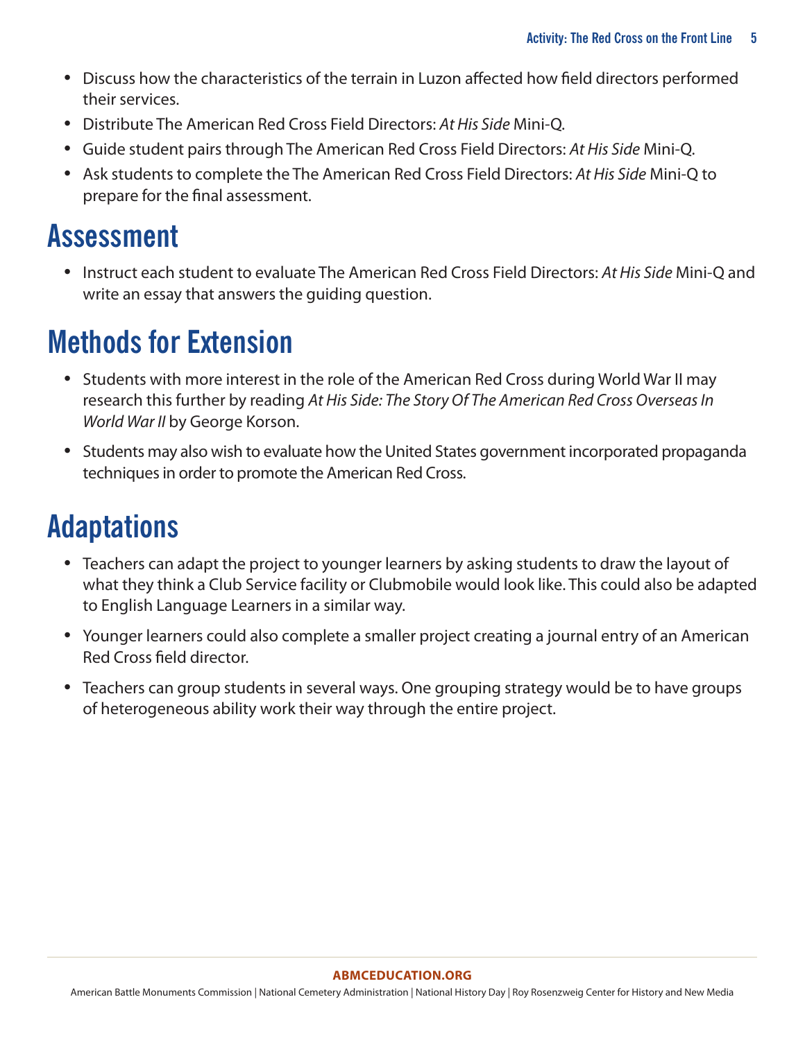- Discuss how the characteristics of the terrain in Luzon affected how field directors performed their services.
- Distribute The American Red Cross Field Directors: *At His Side* Mini-Q.
- Guide student pairs through The American Red Cross Field Directors: *At His Side* Mini-Q.
- Ask students to complete the The American Red Cross Field Directors: *At His Side* Mini-Q to prepare for the final assessment.

## Assessment

- Instruct each student to evaluate The American Red Cross Field Directors: *At His Side* Mini-Q and write an essay that answers the guiding question.

## Methods for Extension

- Students with more interest in the role of the American Red Cross during World War II may research this further by reading *At His Side: The Story Of The American Red Cross Overseas In World War II* by George Korson.
- Students may also wish to evaluate how the United States government incorporated propaganda techniques in order to promote the American Red Cross.

## Adaptations

- Teachers can adapt the project to younger learners by asking students to draw the layout of what they think a Club Service facility or Clubmobile would look like. This could also be adapted to English Language Learners in a similar way.
- Younger learners could also complete a smaller project creating a journal entry of an American Red Cross field director.
- Teachers can group students in several ways. One grouping strategy would be to have groups of heterogeneous ability work their way through the entire project.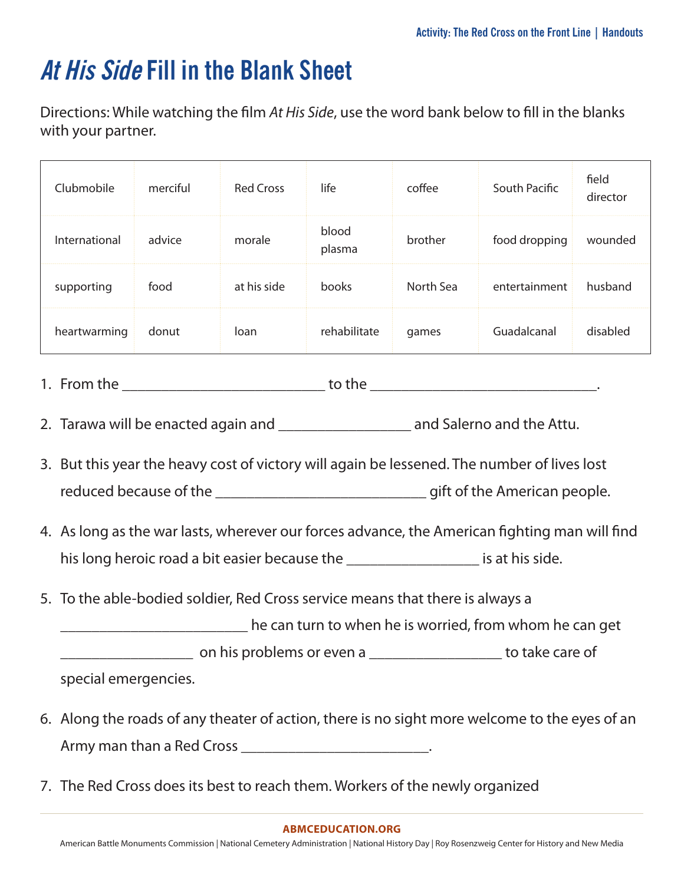# *At His Side* Fill in the Blank Sheet

Directions: While watching the film *At His Side*, use the word bank below to fill in the blanks with your partner.

| | | | | | | |
|---|---|---|---|---|---|---|
| Clubmobile | merciful | Red Cross | life | coffee | South Pacific | field director |
| International | advice | morale | blood plasma | brother | food dropping | wounded |
| supporting | food | at his side | books | North Sea | entertainment | husband |
| heartwarming | donut | loan | rehabilitate | games | Guadalcanal | disabled |

1. From the ___________________________ to the ______________________________.

2. Tarawa will be enacted again and _________________ and Salerno and the Attu.

3. But this year the heavy cost of victory will again be lessened. The number of lives lost reduced because of the ____________________________ gift of the American people.

4. As long as the war lasts, wherever our forces advance, the American fighting man will find his long heroic road a bit easier because the _________________ is at his side.

5. To the able-bodied soldier, Red Cross service means that there is always a ________________________ he can turn to when he is worried, from whom he can get _________________ on his problems or even a _________________ to take care of special emergencies.

6. Along the roads of any theater of action, there is no sight more welcome to the eyes of an Army man than a Red Cross ________________________.

7. The Red Cross does its best to reach them. Workers of the newly organized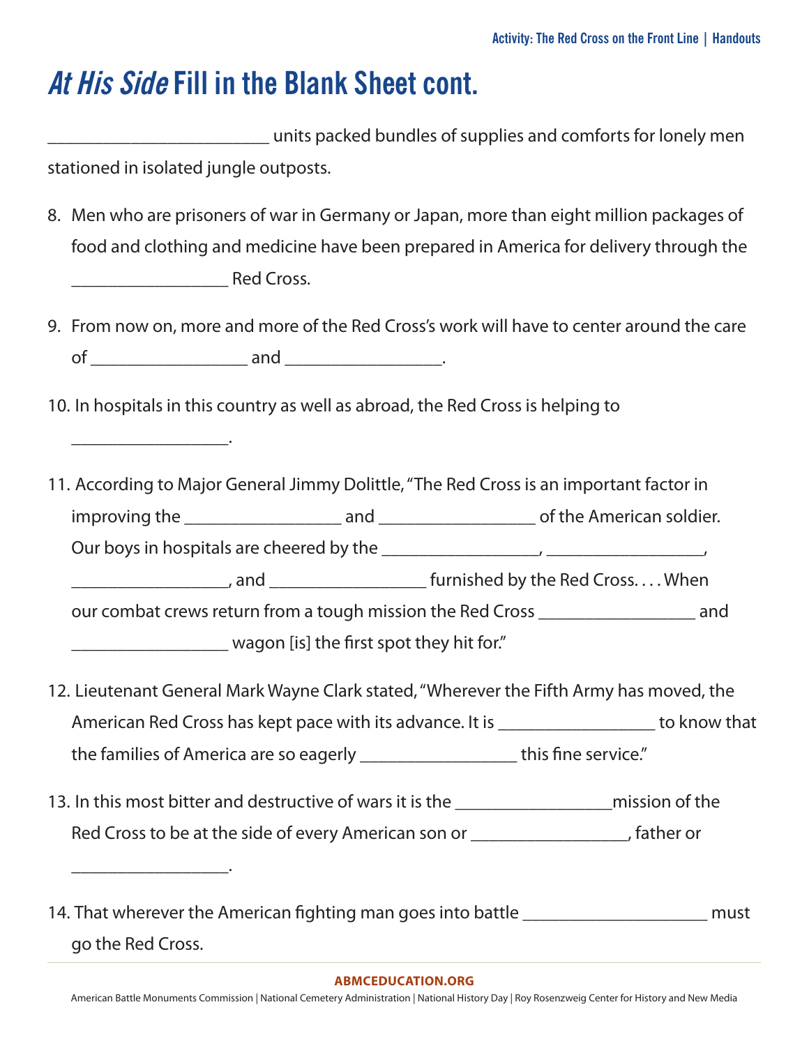# *At His Side* Fill in the Blank Sheet cont.

________________________ units packed bundles of supplies and comforts for lonely men stationed in isolated jungle outposts.

8. Men who are prisoners of war in Germany or Japan, more than eight million packages of food and clothing and medicine have been prepared in America for delivery through the _________________ Red Cross.

9. From now on, more and more of the Red Cross's work will have to center around the care of _________________ and _________________.

10. In hospitals in this country as well as abroad, the Red Cross is helping to _________________.

11. According to Major General Jimmy Dolittle, "The Red Cross is an important factor in improving the _________________ and _________________ of the American soldier. Our boys in hospitals are cheered by the _________________, _________________, _________________, and _________________ furnished by the Red Cross. . . . When our combat crews return from a tough mission the Red Cross _________________ and _________________ wagon [is] the first spot they hit for."

12. Lieutenant General Mark Wayne Clark stated, "Wherever the Fifth Army has moved, the American Red Cross has kept pace with its advance. It is _________________ to know that the families of America are so eagerly _________________ this fine service."

13. In this most bitter and destructive of wars it is the _________________mission of the Red Cross to be at the side of every American son or _________________, father or _________________.

14. That wherever the American fighting man goes into battle ____________________ must go the Red Cross.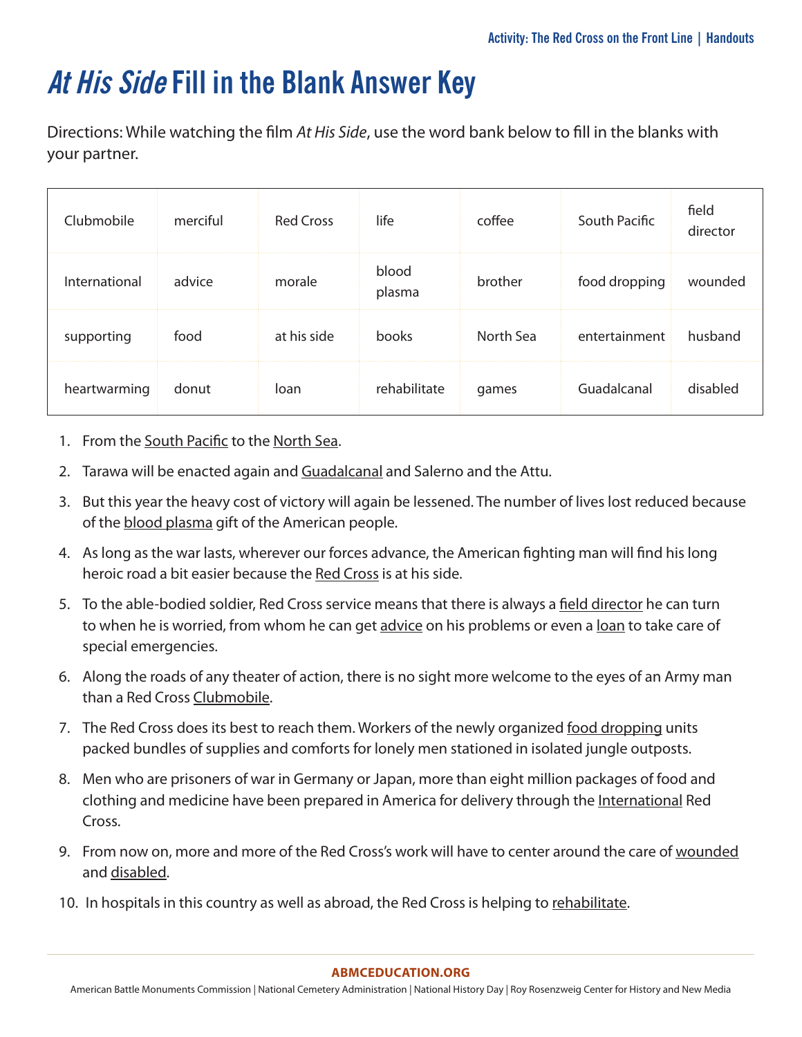# *At His Side* Fill in the Blank Answer Key

Directions: While watching the film *At His Side*, use the word bank below to fill in the blanks with your partner.

| | | | | | | |
|---|---|---|---|---|---|---|
| Clubmobile | merciful | Red Cross | life | coffee | South Pacific | field director |
| International | advice | morale | blood plasma | brother | food dropping | wounded |
| supporting | food | at his side | books | North Sea | entertainment | husband |
| heartwarming | donut | loan | rehabilitate | games | Guadalcanal | disabled |

1. From the <u>South Pacific</u> to the <u>North Sea</u>.
2. Tarawa will be enacted again and <u>Guadalcanal</u> and Salerno and the Attu.
3. But this year the heavy cost of victory will again be lessened. The number of lives lost reduced because of the <u>blood plasma</u> gift of the American people.
4. As long as the war lasts, wherever our forces advance, the American fighting man will find his long heroic road a bit easier because the <u>Red Cross</u> is at his side.
5. To the able-bodied soldier, Red Cross service means that there is always a <u>field director</u> he can turn to when he is worried, from whom he can get <u>advice</u> on his problems or even a <u>loan</u> to take care of special emergencies.
6. Along the roads of any theater of action, there is no sight more welcome to the eyes of an Army man than a Red Cross <u>Clubmobile</u>.
7. The Red Cross does its best to reach them. Workers of the newly organized <u>food dropping</u> units packed bundles of supplies and comforts for lonely men stationed in isolated jungle outposts.
8. Men who are prisoners of war in Germany or Japan, more than eight million packages of food and clothing and medicine have been prepared in America for delivery through the <u>International</u> Red Cross.
9. From now on, more and more of the Red Cross's work will have to center around the care of <u>wounded</u> and <u>disabled</u>.
10. In hospitals in this country as well as abroad, the Red Cross is helping to <u>rehabilitate</u>.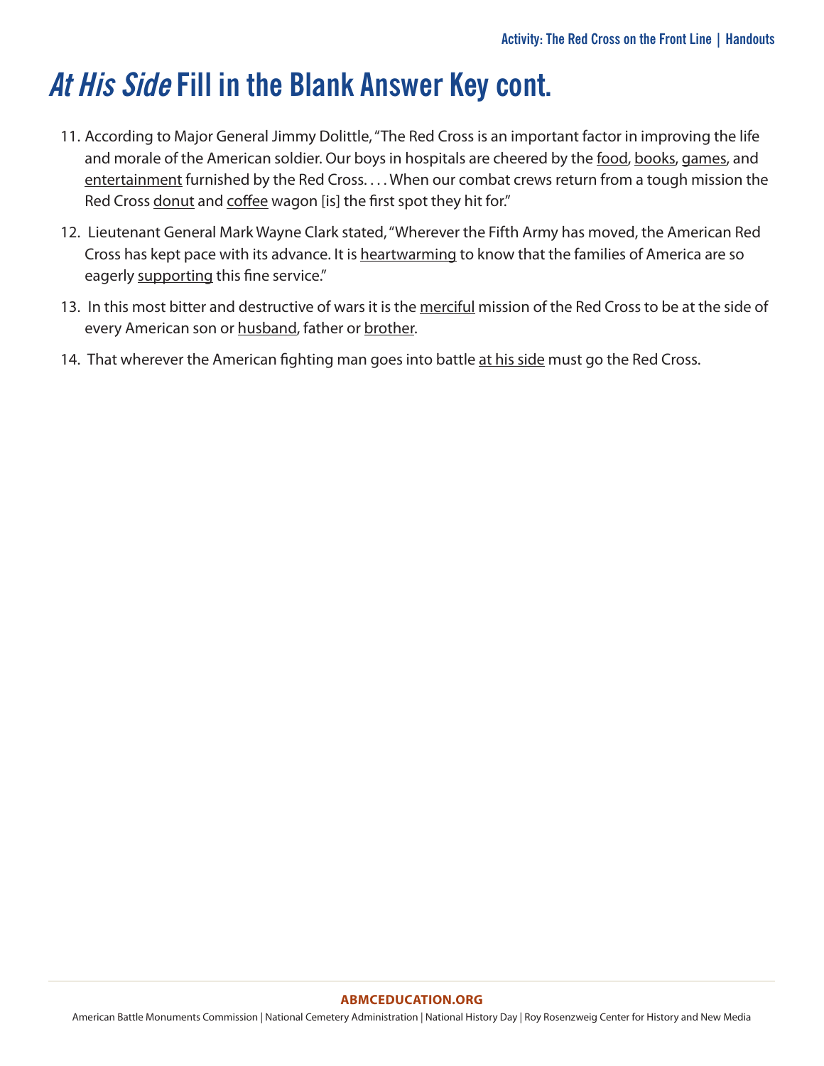# *At His Side* Fill in the Blank Answer Key cont.

11. According to Major General Jimmy Dolittle, "The Red Cross is an important factor in improving the life and morale of the American soldier. Our boys in hospitals are cheered by the <u>food</u>, <u>books</u>, <u>games</u>, and <u>entertainment</u> furnished by the Red Cross. . . . When our combat crews return from a tough mission the Red Cross <u>donut</u> and <u>coffee</u> wagon [is] the first spot they hit for."

12. Lieutenant General Mark Wayne Clark stated, "Wherever the Fifth Army has moved, the American Red Cross has kept pace with its advance. It is <u>heartwarming</u> to know that the families of America are so eagerly <u>supporting</u> this fine service."

13. In this most bitter and destructive of wars it is the <u>merciful</u> mission of the Red Cross to be at the side of every American son or <u>husband</u>, father or <u>brother</u>.

14. That wherever the American fighting man goes into battle <u>at his side</u> must go the Red Cross.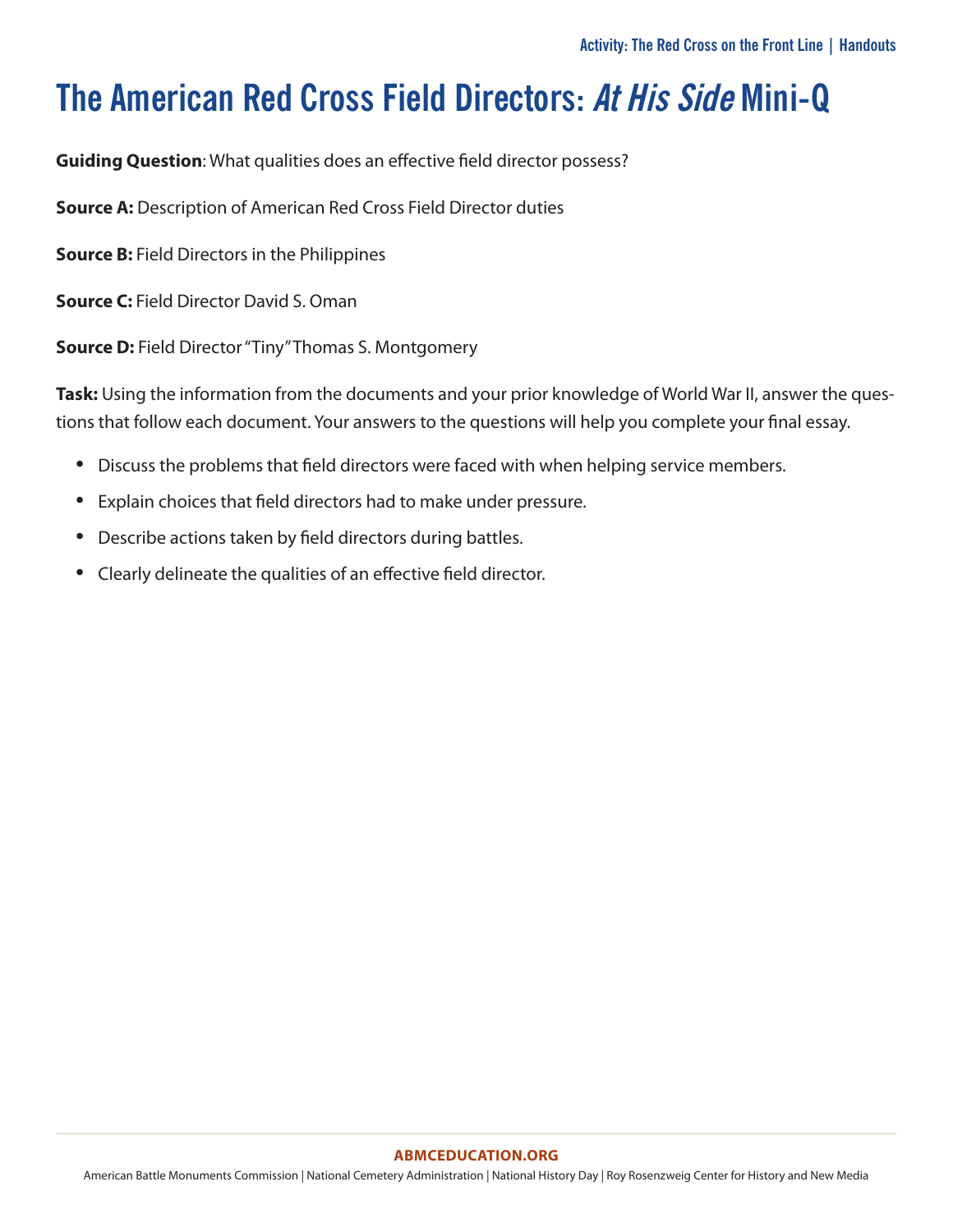# The American Red Cross Field Directors: *At His Side* Mini-Q

**Guiding Question**: What qualities does an effective field director possess?

**Source A:** Description of American Red Cross Field Director duties

**Source B:** Field Directors in the Philippines

**Source C:** Field Director David S. Oman

**Source D:** Field Director "Tiny" Thomas S. Montgomery

**Task:** Using the information from the documents and your prior knowledge of World War II, answer the questions that follow each document. Your answers to the questions will help you complete your final essay.

- Discuss the problems that field directors were faced with when helping service members.
- Explain choices that field directors had to make under pressure.
- Describe actions taken by field directors during battles.
- Clearly delineate the qualities of an effective field director.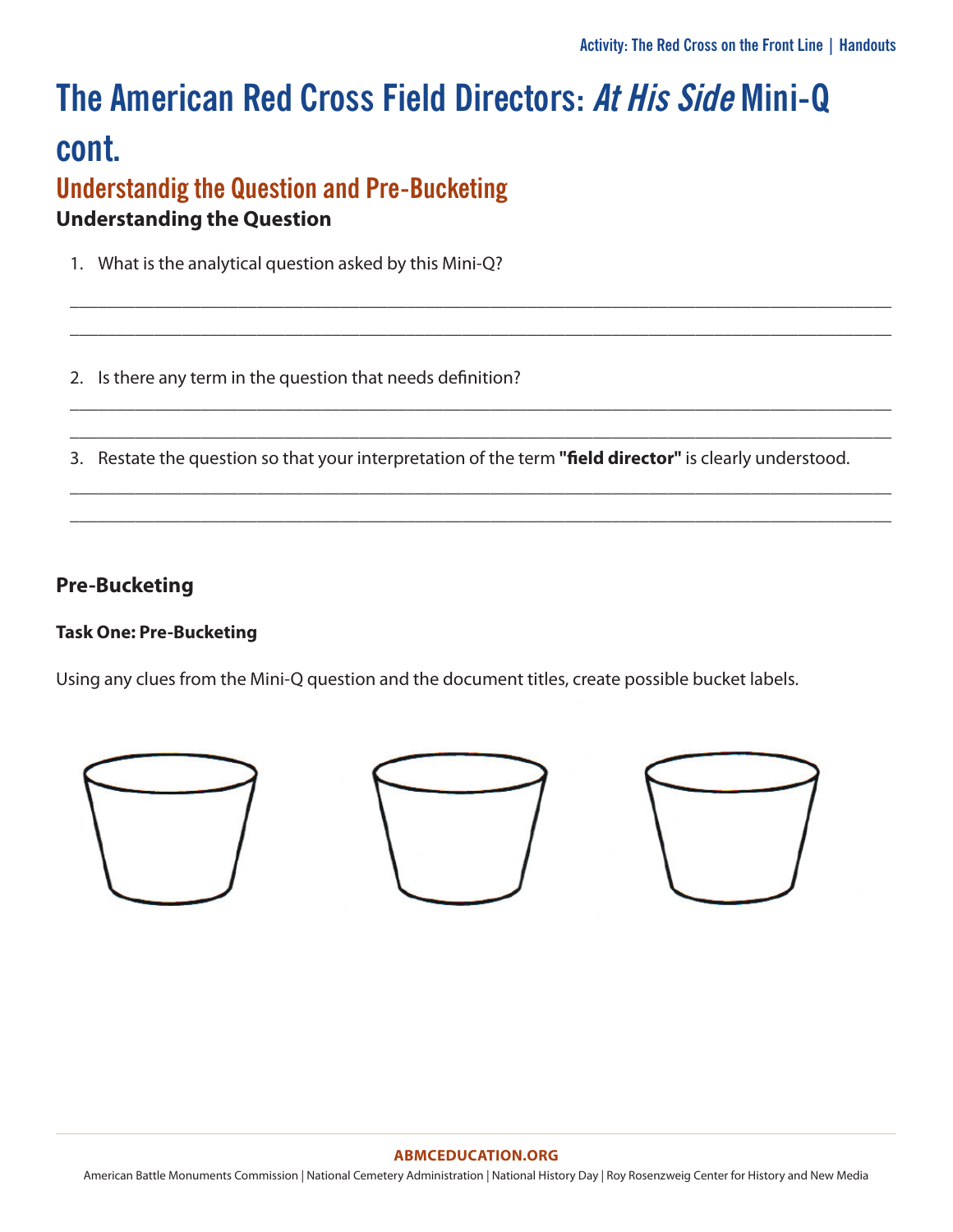# The American Red Cross Field Directors: *At His Side* Mini-Q cont.

## Understandig the Question and Pre-Bucketing

### Understanding the Question

1. What is the analytical question asked by this Mini-Q?

_______________________________________________________________________________

_______________________________________________________________________________

2. Is there any term in the question that needs definition?

_______________________________________________________________________________

_______________________________________________________________________________

3. Restate the question so that your interpretation of the term **"field director"** is clearly understood.

_______________________________________________________________________________

_______________________________________________________________________________

### Pre-Bucketing

**Task One: Pre-Bucketing**

Using any clues from the Mini-Q question and the document titles, create possible bucket labels.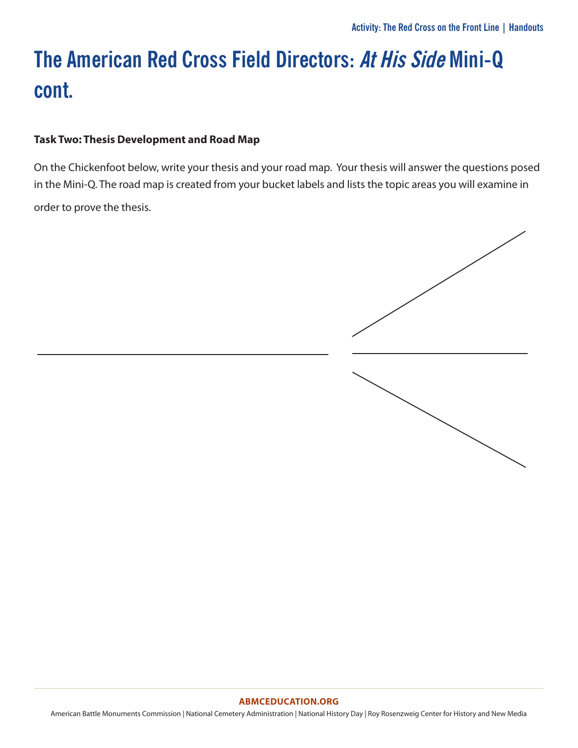# The American Red Cross Field Directors: *At His Side* Mini-Q cont.

**Task Two: Thesis Development and Road Map**

On the Chickenfoot below, write your thesis and your road map. Your thesis will answer the questions posed in the Mini-Q. The road map is created from your bucket labels and lists the topic areas you will examine in order to prove the thesis.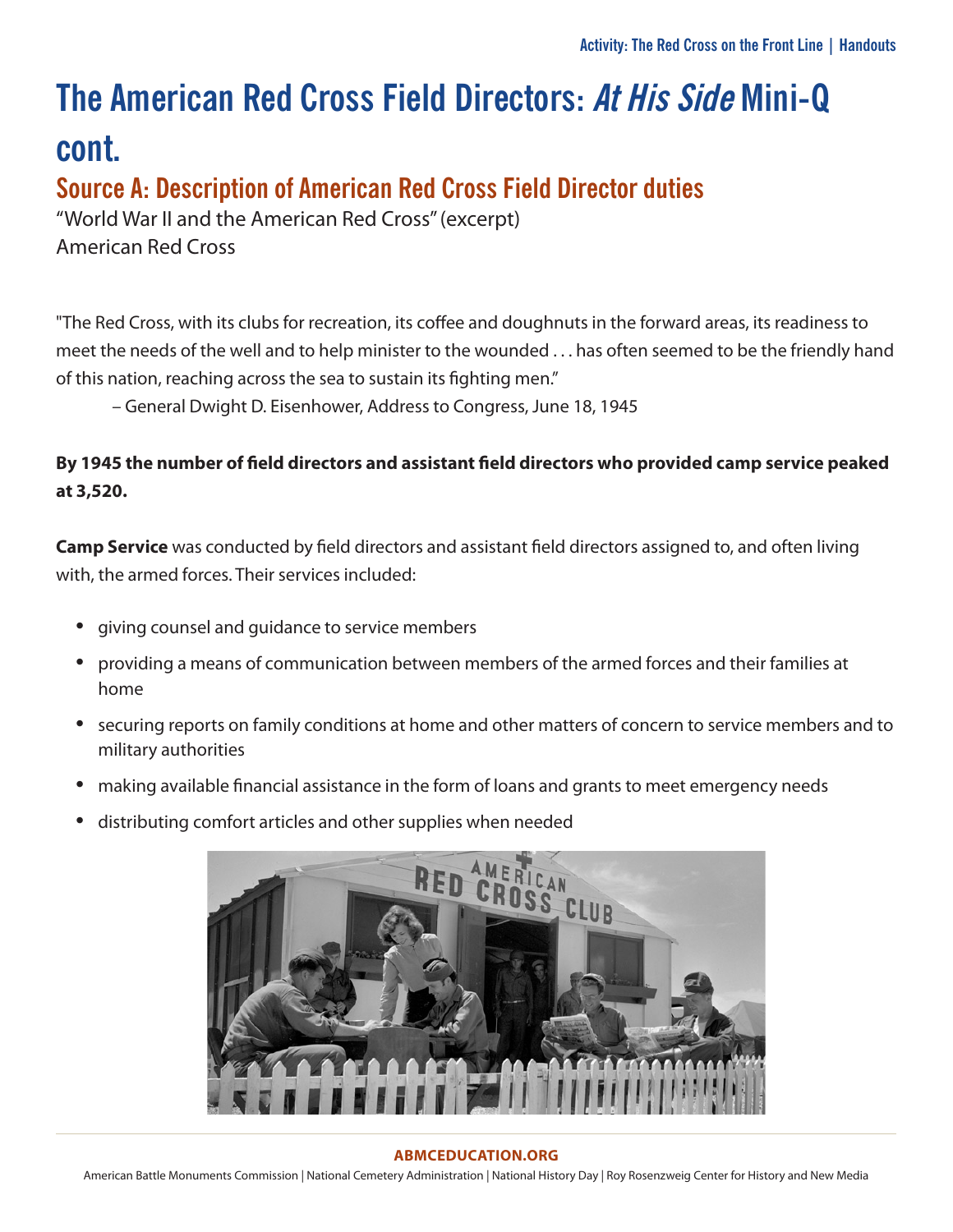# The American Red Cross Field Directors: *At His Side* Mini-Q cont.

## Source A: Description of American Red Cross Field Director duties

"World War II and the American Red Cross" (excerpt)
American Red Cross

"The Red Cross, with its clubs for recreation, its coffee and doughnuts in the forward areas, its readiness to meet the needs of the well and to help minister to the wounded . . . has often seemed to be the friendly hand of this nation, reaching across the sea to sustain its fighting men."

– General Dwight D. Eisenhower, Address to Congress, June 18, 1945

**By 1945 the number of field directors and assistant field directors who provided camp service peaked at 3,520.**

**Camp Service** was conducted by field directors and assistant field directors assigned to, and often living with, the armed forces. Their services included:

- giving counsel and guidance to service members
- providing a means of communication between members of the armed forces and their families at home
- securing reports on family conditions at home and other matters of concern to service members and to military authorities
- making available financial assistance in the form of loans and grants to meet emergency needs
- distributing comfort articles and other supplies when needed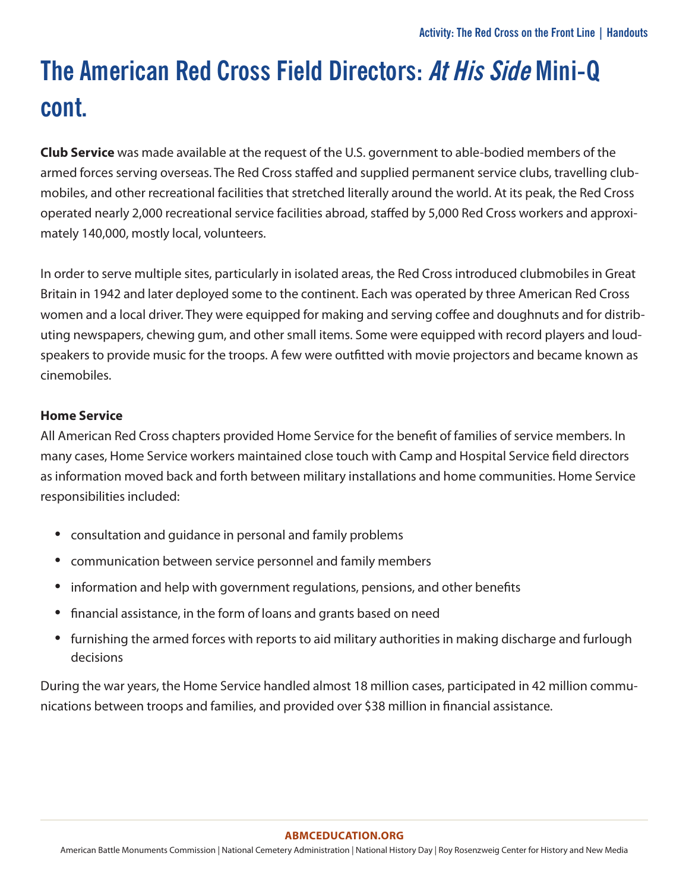# The American Red Cross Field Directors: *At His Side* Mini-Q cont.

**Club Service** was made available at the request of the U.S. government to able-bodied members of the armed forces serving overseas. The Red Cross staffed and supplied permanent service clubs, travelling clubmobiles, and other recreational facilities that stretched literally around the world. At its peak, the Red Cross operated nearly 2,000 recreational service facilities abroad, staffed by 5,000 Red Cross workers and approximately 140,000, mostly local, volunteers.

In order to serve multiple sites, particularly in isolated areas, the Red Cross introduced clubmobiles in Great Britain in 1942 and later deployed some to the continent. Each was operated by three American Red Cross women and a local driver. They were equipped for making and serving coffee and doughnuts and for distributing newspapers, chewing gum, and other small items. Some were equipped with record players and loudspeakers to provide music for the troops. A few were outfitted with movie projectors and became known as cinemobiles.

**Home Service**

All American Red Cross chapters provided Home Service for the benefit of families of service members. In many cases, Home Service workers maintained close touch with Camp and Hospital Service field directors as information moved back and forth between military installations and home communities. Home Service responsibilities included:

- consultation and guidance in personal and family problems
- communication between service personnel and family members
- information and help with government regulations, pensions, and other benefits
- financial assistance, in the form of loans and grants based on need
- furnishing the armed forces with reports to aid military authorities in making discharge and furlough decisions

During the war years, the Home Service handled almost 18 million cases, participated in 42 million communications between troops and families, and provided over $38 million in financial assistance.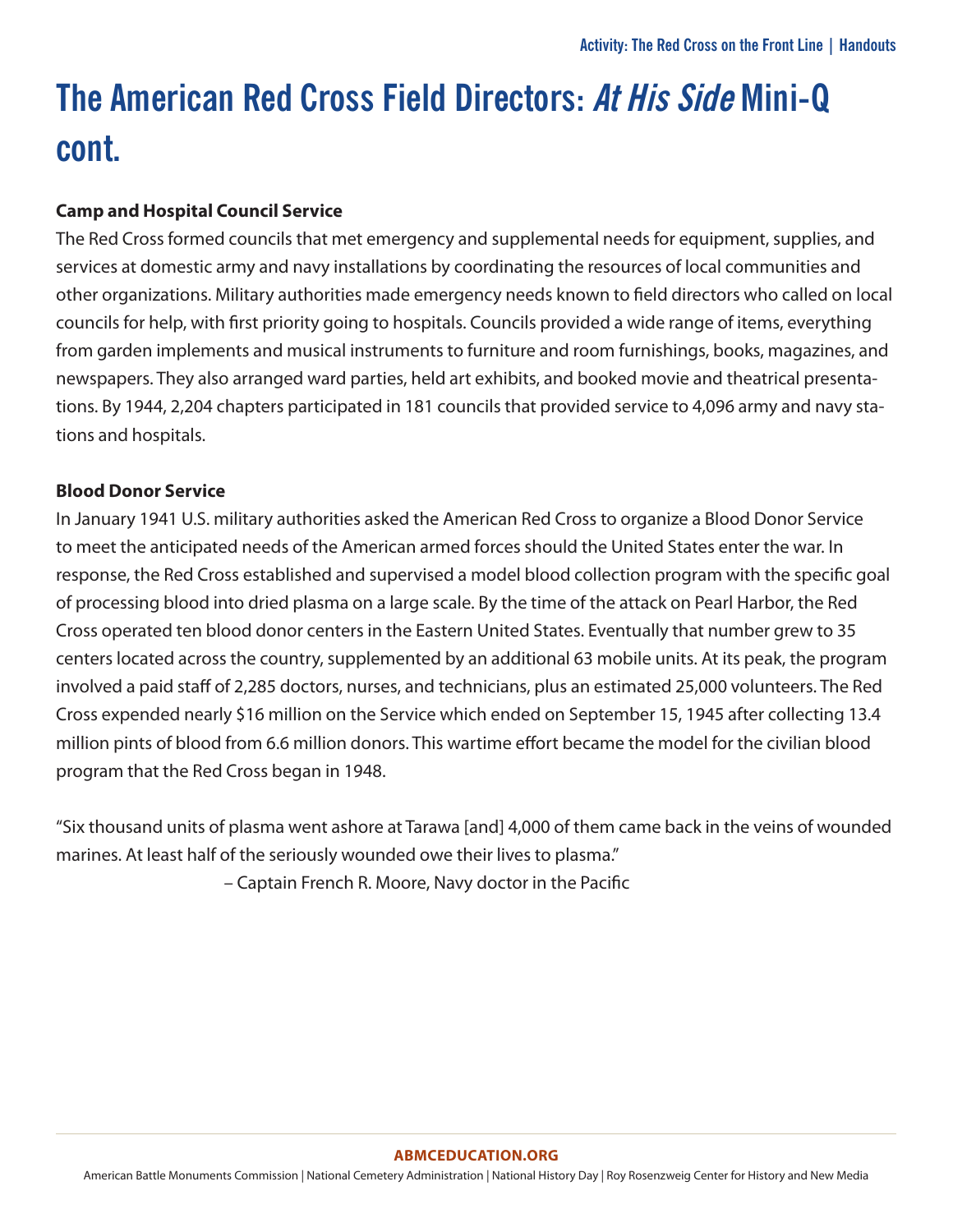# The American Red Cross Field Directors: *At His Side* Mini-Q cont.

**Camp and Hospital Council Service**

The Red Cross formed councils that met emergency and supplemental needs for equipment, supplies, and services at domestic army and navy installations by coordinating the resources of local communities and other organizations. Military authorities made emergency needs known to field directors who called on local councils for help, with first priority going to hospitals. Councils provided a wide range of items, everything from garden implements and musical instruments to furniture and room furnishings, books, magazines, and newspapers. They also arranged ward parties, held art exhibits, and booked movie and theatrical presentations. By 1944, 2,204 chapters participated in 181 councils that provided service to 4,096 army and navy stations and hospitals.

**Blood Donor Service**

In January 1941 U.S. military authorities asked the American Red Cross to organize a Blood Donor Service to meet the anticipated needs of the American armed forces should the United States enter the war. In response, the Red Cross established and supervised a model blood collection program with the specific goal of processing blood into dried plasma on a large scale. By the time of the attack on Pearl Harbor, the Red Cross operated ten blood donor centers in the Eastern United States. Eventually that number grew to 35 centers located across the country, supplemented by an additional 63 mobile units. At its peak, the program involved a paid staff of 2,285 doctors, nurses, and technicians, plus an estimated 25,000 volunteers. The Red Cross expended nearly $16 million on the Service which ended on September 15, 1945 after collecting 13.4 million pints of blood from 6.6 million donors. This wartime effort became the model for the civilian blood program that the Red Cross began in 1948.

"Six thousand units of plasma went ashore at Tarawa [and] 4,000 of them came back in the veins of wounded marines. At least half of the seriously wounded owe their lives to plasma."

– Captain French R. Moore, Navy doctor in the Pacific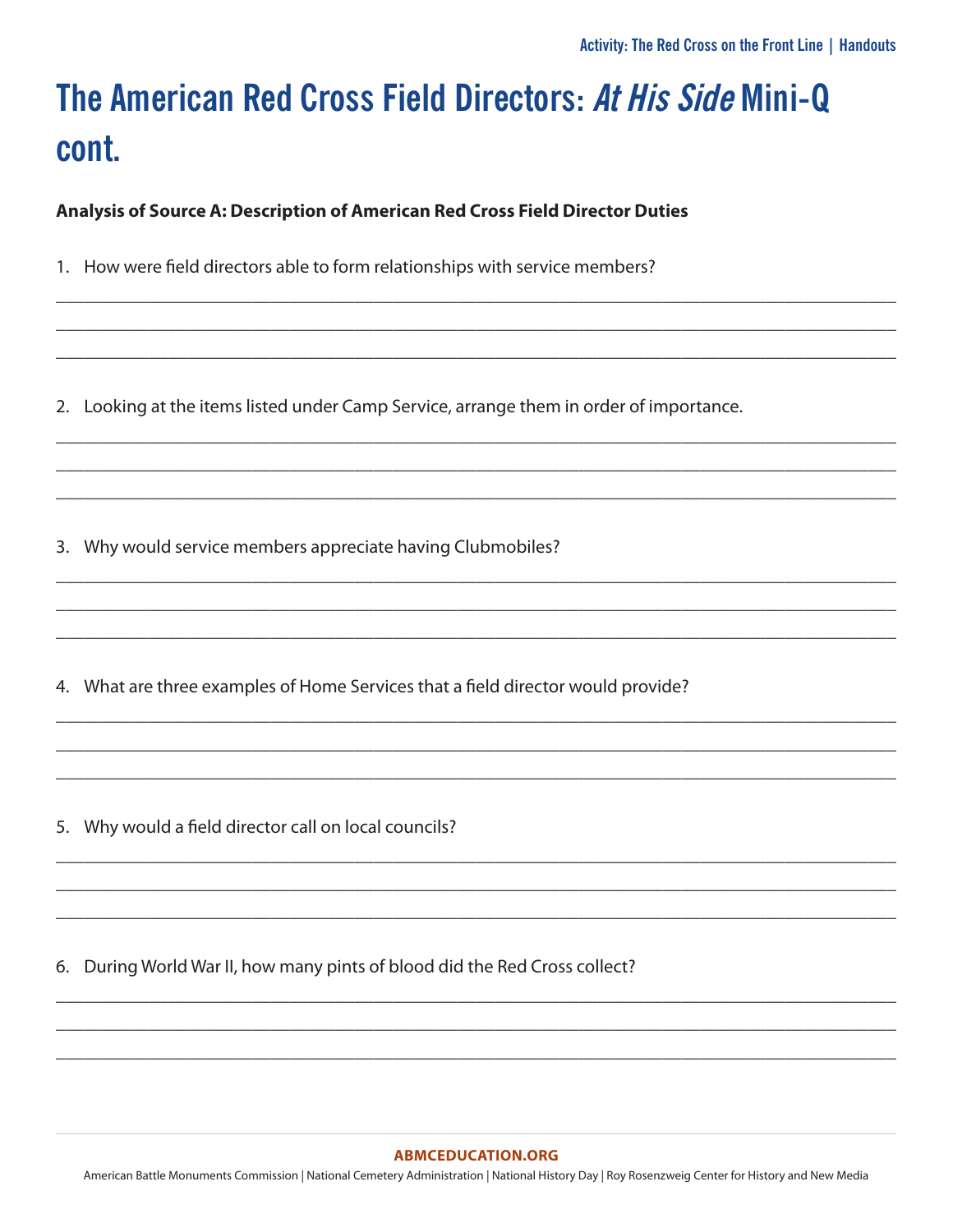# The American Red Cross Field Directors: *At His Side* Mini-Q cont.

**Analysis of Source A: Description of American Red Cross Field Director Duties**

1. How were field directors able to form relationships with service members?

_______________________________________________________________________________
_______________________________________________________________________________
_______________________________________________________________________________

2. Looking at the items listed under Camp Service, arrange them in order of importance.

_______________________________________________________________________________
_______________________________________________________________________________
_______________________________________________________________________________

3. Why would service members appreciate having Clubmobiles?

_______________________________________________________________________________
_______________________________________________________________________________
_______________________________________________________________________________

4. What are three examples of Home Services that a field director would provide?

_______________________________________________________________________________
_______________________________________________________________________________
_______________________________________________________________________________

5. Why would a field director call on local councils?

_______________________________________________________________________________
_______________________________________________________________________________
_______________________________________________________________________________

6. During World War II, how many pints of blood did the Red Cross collect?

_______________________________________________________________________________
_______________________________________________________________________________
_______________________________________________________________________________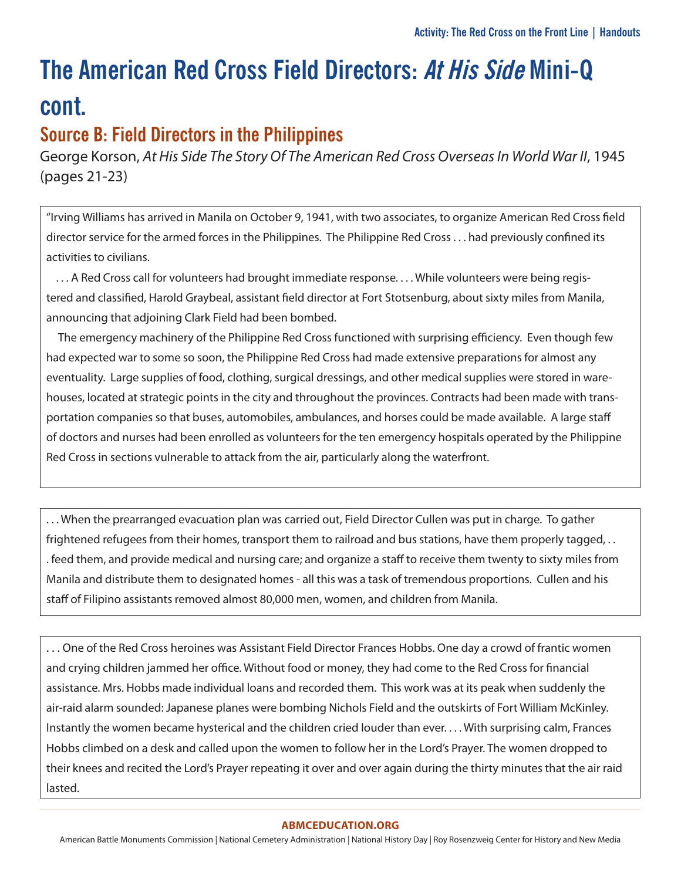# The American Red Cross Field Directors: *At His Side* Mini-Q cont.

## Source B: Field Directors in the Philippines

George Korson, *At His Side The Story Of The American Red Cross Overseas In World War II*, 1945 (pages 21-23)

"Irving Williams has arrived in Manila on October 9, 1941, with two associates, to organize American Red Cross field director service for the armed forces in the Philippines. The Philippine Red Cross . . . had previously confined its activities to civilians.

. . . A Red Cross call for volunteers had brought immediate response. . . . While volunteers were being registered and classified, Harold Graybeal, assistant field director at Fort Stotsenburg, about sixty miles from Manila, announcing that adjoining Clark Field had been bombed.

The emergency machinery of the Philippine Red Cross functioned with surprising efficiency. Even though few had expected war to some so soon, the Philippine Red Cross had made extensive preparations for almost any eventuality. Large supplies of food, clothing, surgical dressings, and other medical supplies were stored in warehouses, located at strategic points in the city and throughout the provinces. Contracts had been made with transportation companies so that buses, automobiles, ambulances, and horses could be made available. A large staff of doctors and nurses had been enrolled as volunteers for the ten emergency hospitals operated by the Philippine Red Cross in sections vulnerable to attack from the air, particularly along the waterfront.

. . . When the prearranged evacuation plan was carried out, Field Director Cullen was put in charge. To gather frightened refugees from their homes, transport them to railroad and bus stations, have them properly tagged, . . . feed them, and provide medical and nursing care; and organize a staff to receive them twenty to sixty miles from Manila and distribute them to designated homes - all this was a task of tremendous proportions. Cullen and his staff of Filipino assistants removed almost 80,000 men, women, and children from Manila.

. . . One of the Red Cross heroines was Assistant Field Director Frances Hobbs. One day a crowd of frantic women and crying children jammed her office. Without food or money, they had come to the Red Cross for financial assistance. Mrs. Hobbs made individual loans and recorded them. This work was at its peak when suddenly the air-raid alarm sounded: Japanese planes were bombing Nichols Field and the outskirts of Fort William McKinley. Instantly the women became hysterical and the children cried louder than ever. . . . With surprising calm, Frances Hobbs climbed on a desk and called upon the women to follow her in the Lord's Prayer. The women dropped to their knees and recited the Lord's Prayer repeating it over and over again during the thirty minutes that the air raid lasted.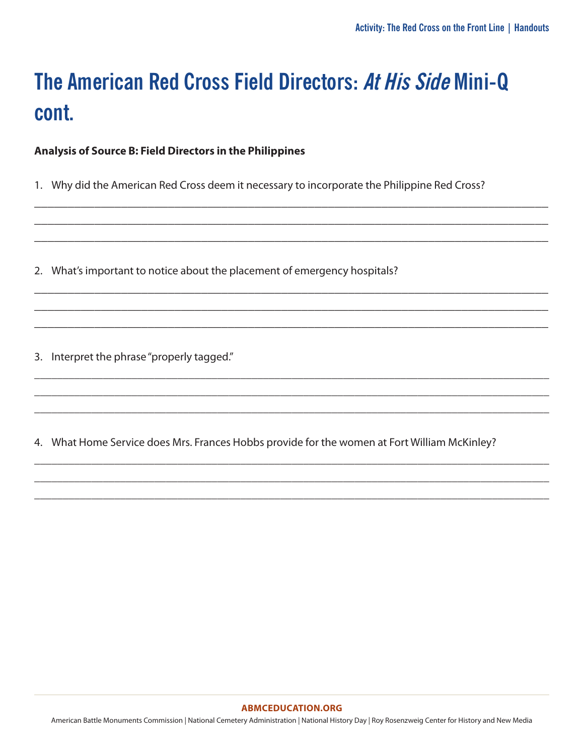# The American Red Cross Field Directors: *At His Side* Mini-Q cont.

**Analysis of Source B: Field Directors in the Philippines**

1. Why did the American Red Cross deem it necessary to incorporate the Philippine Red Cross?

______________________________________________________________________________________

______________________________________________________________________________________

______________________________________________________________________________________

2. What's important to notice about the placement of emergency hospitals?

______________________________________________________________________________________

______________________________________________________________________________________

______________________________________________________________________________________

3. Interpret the phrase "properly tagged."

______________________________________________________________________________________

______________________________________________________________________________________

______________________________________________________________________________________

4. What Home Service does Mrs. Frances Hobbs provide for the women at Fort William McKinley?

______________________________________________________________________________________

______________________________________________________________________________________

______________________________________________________________________________________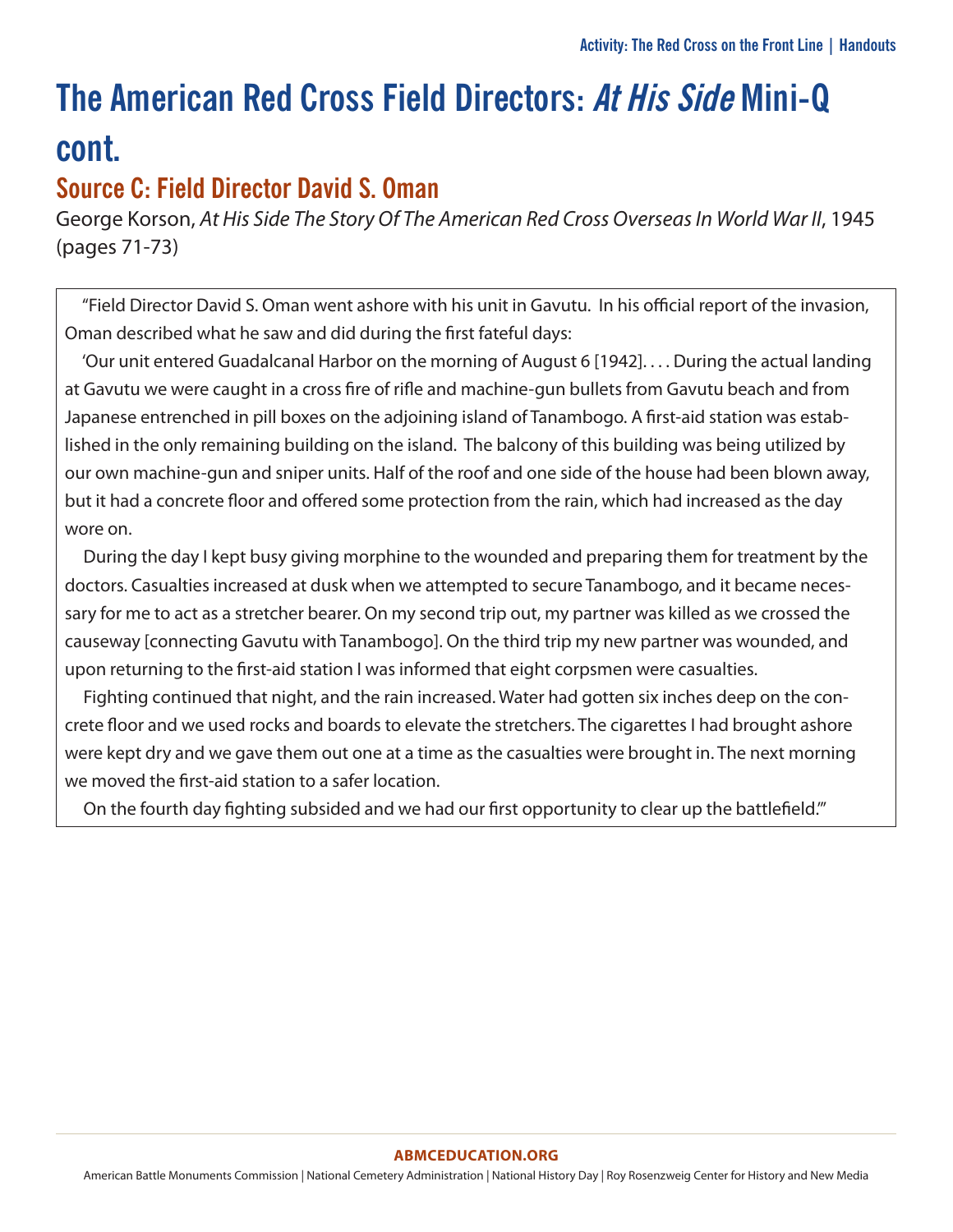# The American Red Cross Field Directors: *At His Side* Mini-Q cont.

## Source C: Field Director David S. Oman

George Korson, *At His Side The Story Of The American Red Cross Overseas In World War II*, 1945 (pages 71-73)

"Field Director David S. Oman went ashore with his unit in Gavutu. In his official report of the invasion, Oman described what he saw and did during the first fateful days:

'Our unit entered Guadalcanal Harbor on the morning of August 6 [1942]. . . . During the actual landing at Gavutu we were caught in a cross fire of rifle and machine-gun bullets from Gavutu beach and from Japanese entrenched in pill boxes on the adjoining island of Tanambogo. A first-aid station was established in the only remaining building on the island. The balcony of this building was being utilized by our own machine-gun and sniper units. Half of the roof and one side of the house had been blown away, but it had a concrete floor and offered some protection from the rain, which had increased as the day wore on.

During the day I kept busy giving morphine to the wounded and preparing them for treatment by the doctors. Casualties increased at dusk when we attempted to secure Tanambogo, and it became necessary for me to act as a stretcher bearer. On my second trip out, my partner was killed as we crossed the causeway [connecting Gavutu with Tanambogo]. On the third trip my new partner was wounded, and upon returning to the first-aid station I was informed that eight corpsmen were casualties.

Fighting continued that night, and the rain increased. Water had gotten six inches deep on the concrete floor and we used rocks and boards to elevate the stretchers. The cigarettes I had brought ashore were kept dry and we gave them out one at a time as the casualties were brought in. The next morning we moved the first-aid station to a safer location.

On the fourth day fighting subsided and we had our first opportunity to clear up the battlefield.'"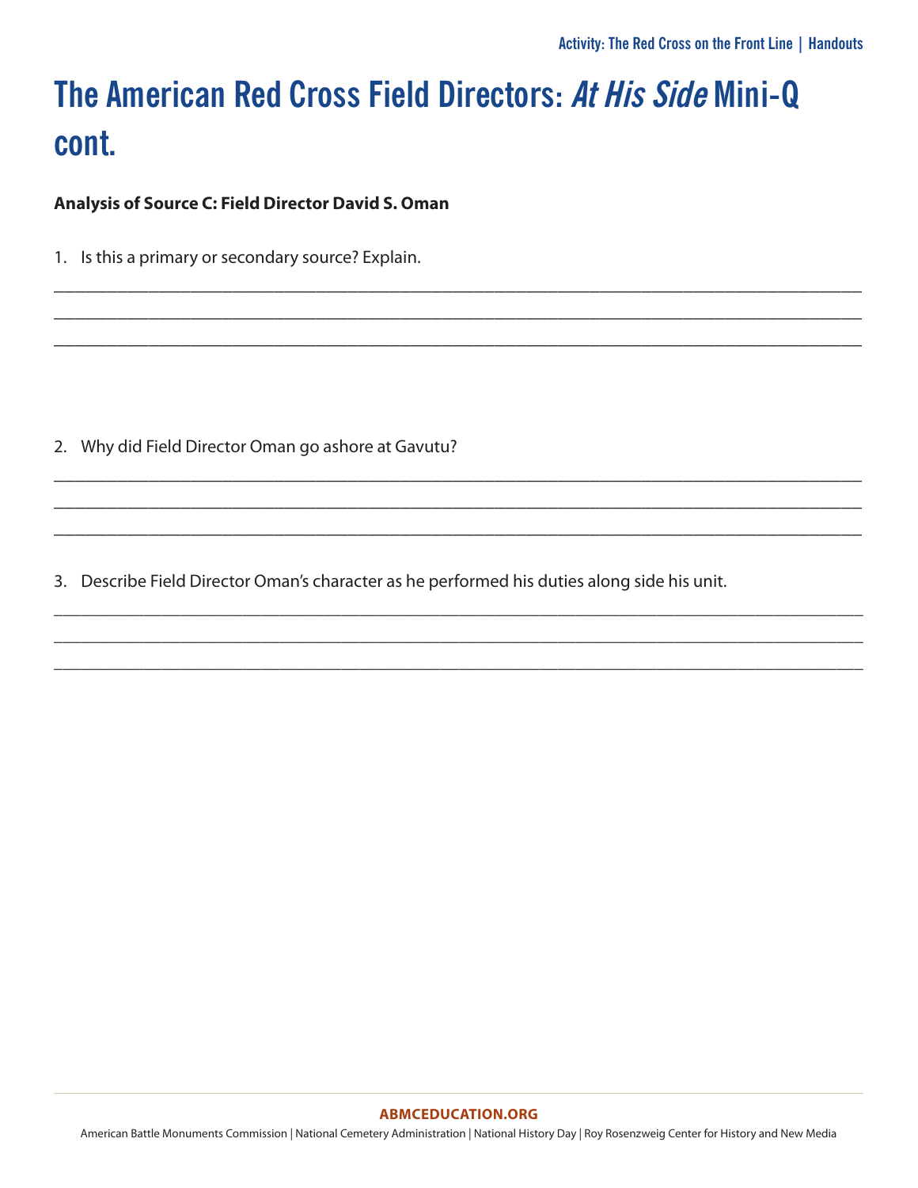# The American Red Cross Field Directors: *At His Side* Mini-Q cont.

**Analysis of Source C: Field Director David S. Oman**

1. Is this a primary or secondary source? Explain.

______________________________________________________________________________________

______________________________________________________________________________________

______________________________________________________________________________________

2. Why did Field Director Oman go ashore at Gavutu?

______________________________________________________________________________________

______________________________________________________________________________________

______________________________________________________________________________________

3. Describe Field Director Oman's character as he performed his duties along side his unit.

______________________________________________________________________________________

______________________________________________________________________________________

______________________________________________________________________________________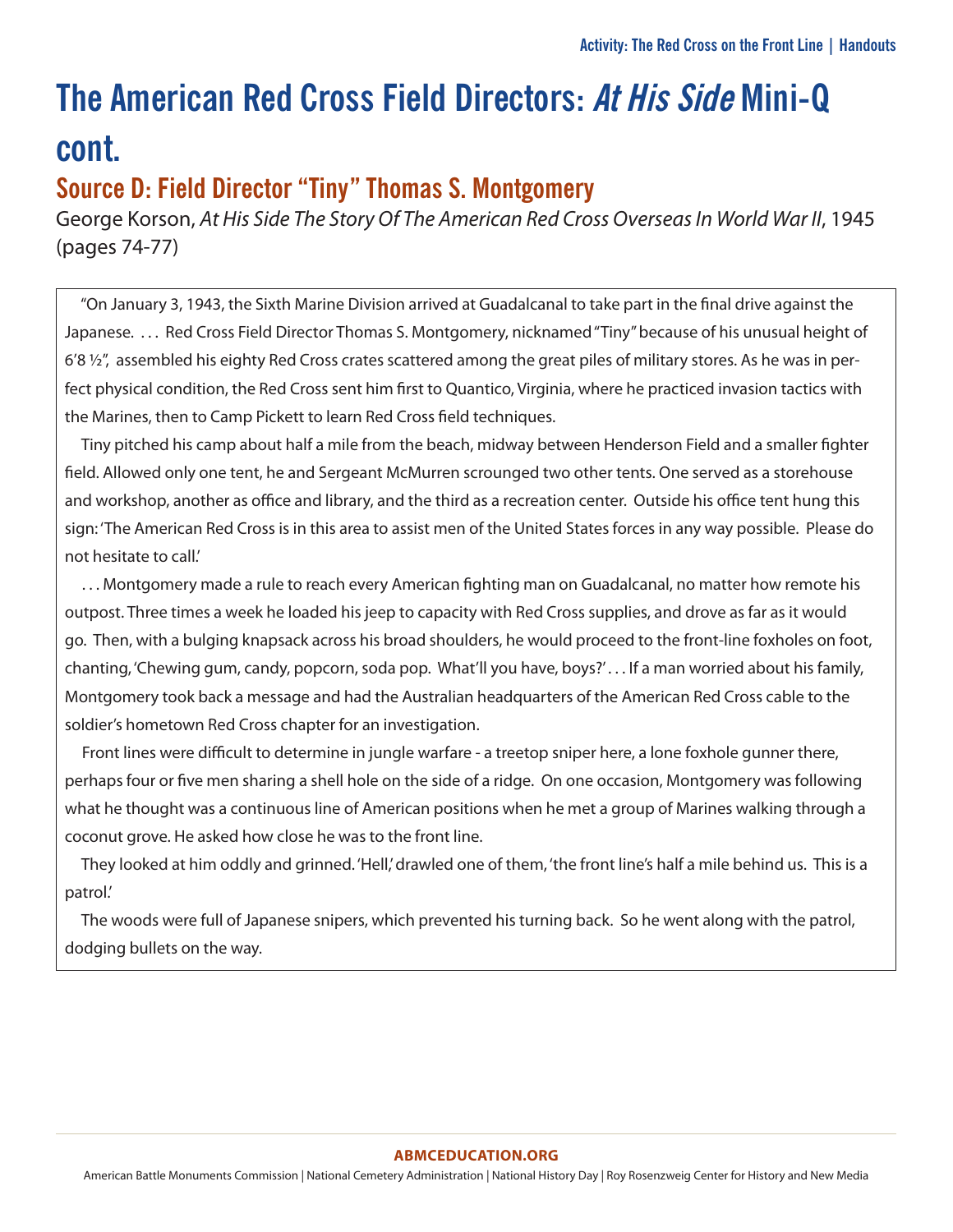# The American Red Cross Field Directors: *At His Side* Mini-Q cont.

## Source D: Field Director "Tiny" Thomas S. Montgomery

George Korson, *At His Side The Story Of The American Red Cross Overseas In World War II*, 1945 (pages 74-77)

"On January 3, 1943, the Sixth Marine Division arrived at Guadalcanal to take part in the final drive against the Japanese. . . . Red Cross Field Director Thomas S. Montgomery, nicknamed "Tiny" because of his unusual height of 6'8 ½", assembled his eighty Red Cross crates scattered among the great piles of military stores. As he was in perfect physical condition, the Red Cross sent him first to Quantico, Virginia, where he practiced invasion tactics with the Marines, then to Camp Pickett to learn Red Cross field techniques.

Tiny pitched his camp about half a mile from the beach, midway between Henderson Field and a smaller fighter field. Allowed only one tent, he and Sergeant McMurren scrounged two other tents. One served as a storehouse and workshop, another as office and library, and the third as a recreation center. Outside his office tent hung this sign: 'The American Red Cross is in this area to assist men of the United States forces in any way possible. Please do not hesitate to call.'

. . . Montgomery made a rule to reach every American fighting man on Guadalcanal, no matter how remote his outpost. Three times a week he loaded his jeep to capacity with Red Cross supplies, and drove as far as it would go. Then, with a bulging knapsack across his broad shoulders, he would proceed to the front-line foxholes on foot, chanting, 'Chewing gum, candy, popcorn, soda pop. What'll you have, boys?' . . . If a man worried about his family, Montgomery took back a message and had the Australian headquarters of the American Red Cross cable to the soldier's hometown Red Cross chapter for an investigation.

Front lines were difficult to determine in jungle warfare - a treetop sniper here, a lone foxhole gunner there, perhaps four or five men sharing a shell hole on the side of a ridge. On one occasion, Montgomery was following what he thought was a continuous line of American positions when he met a group of Marines walking through a coconut grove. He asked how close he was to the front line.

They looked at him oddly and grinned. 'Hell,' drawled one of them, 'the front line's half a mile behind us. This is a patrol.'

The woods were full of Japanese snipers, which prevented his turning back. So he went along with the patrol, dodging bullets on the way.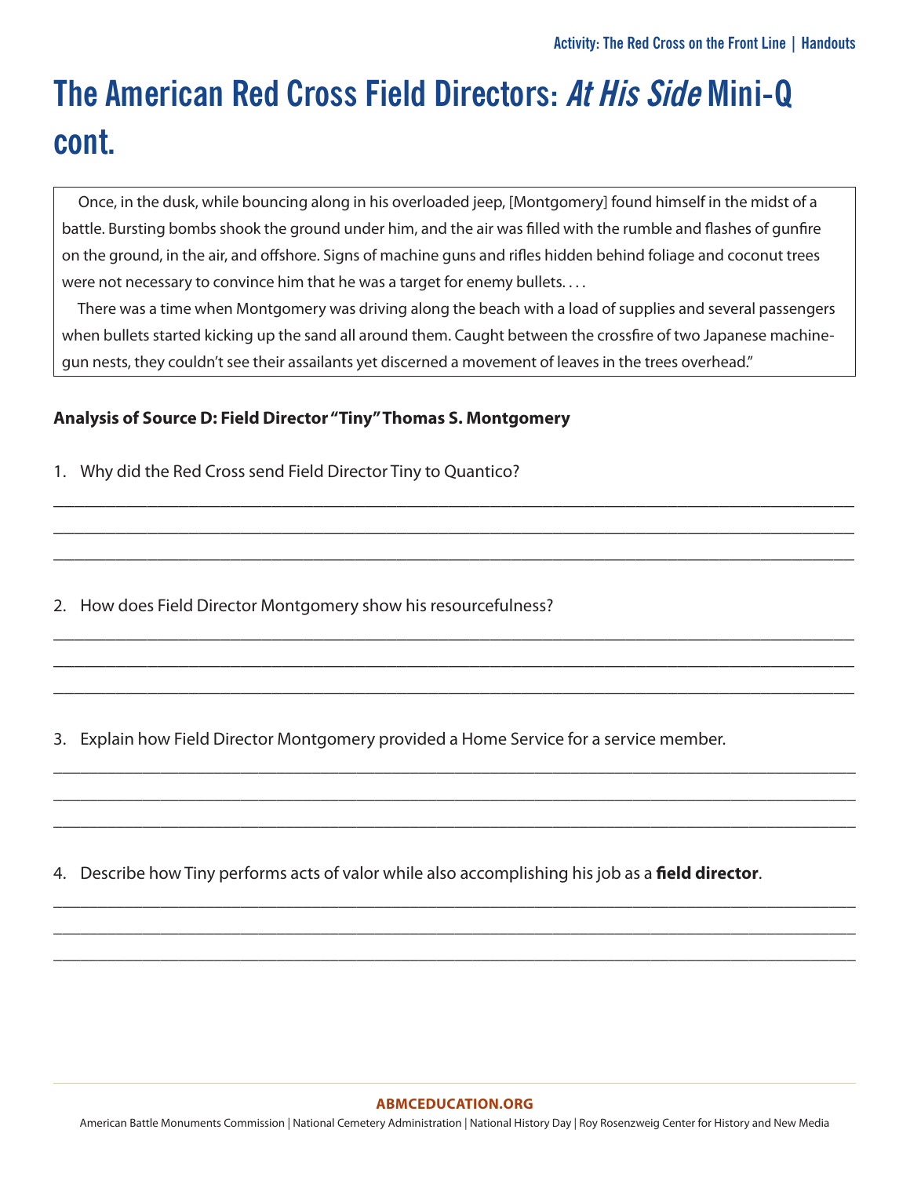# The American Red Cross Field Directors: *At His Side* Mini-Q cont.

> Once, in the dusk, while bouncing along in his overloaded jeep, [Montgomery] found himself in the midst of a battle. Bursting bombs shook the ground under him, and the air was filled with the rumble and flashes of gunfire on the ground, in the air, and offshore. Signs of machine guns and rifles hidden behind foliage and coconut trees were not necessary to convince him that he was a target for enemy bullets. . . .
>
> There was a time when Montgomery was driving along the beach with a load of supplies and several passengers when bullets started kicking up the sand all around them. Caught between the crossfire of two Japanese machine-gun nests, they couldn't see their assailants yet discerned a movement of leaves in the trees overhead."

**Analysis of Source D: Field Director "Tiny" Thomas S. Montgomery**

1. Why did the Red Cross send Field Director Tiny to Quantico?

_______________________________________________________________________________

_______________________________________________________________________________

_______________________________________________________________________________

2. How does Field Director Montgomery show his resourcefulness?

_______________________________________________________________________________

_______________________________________________________________________________

_______________________________________________________________________________

3. Explain how Field Director Montgomery provided a Home Service for a service member.

_______________________________________________________________________________

_______________________________________________________________________________

_______________________________________________________________________________

4. Describe how Tiny performs acts of valor while also accomplishing his job as a **field director**.

_______________________________________________________________________________

_______________________________________________________________________________

_______________________________________________________________________________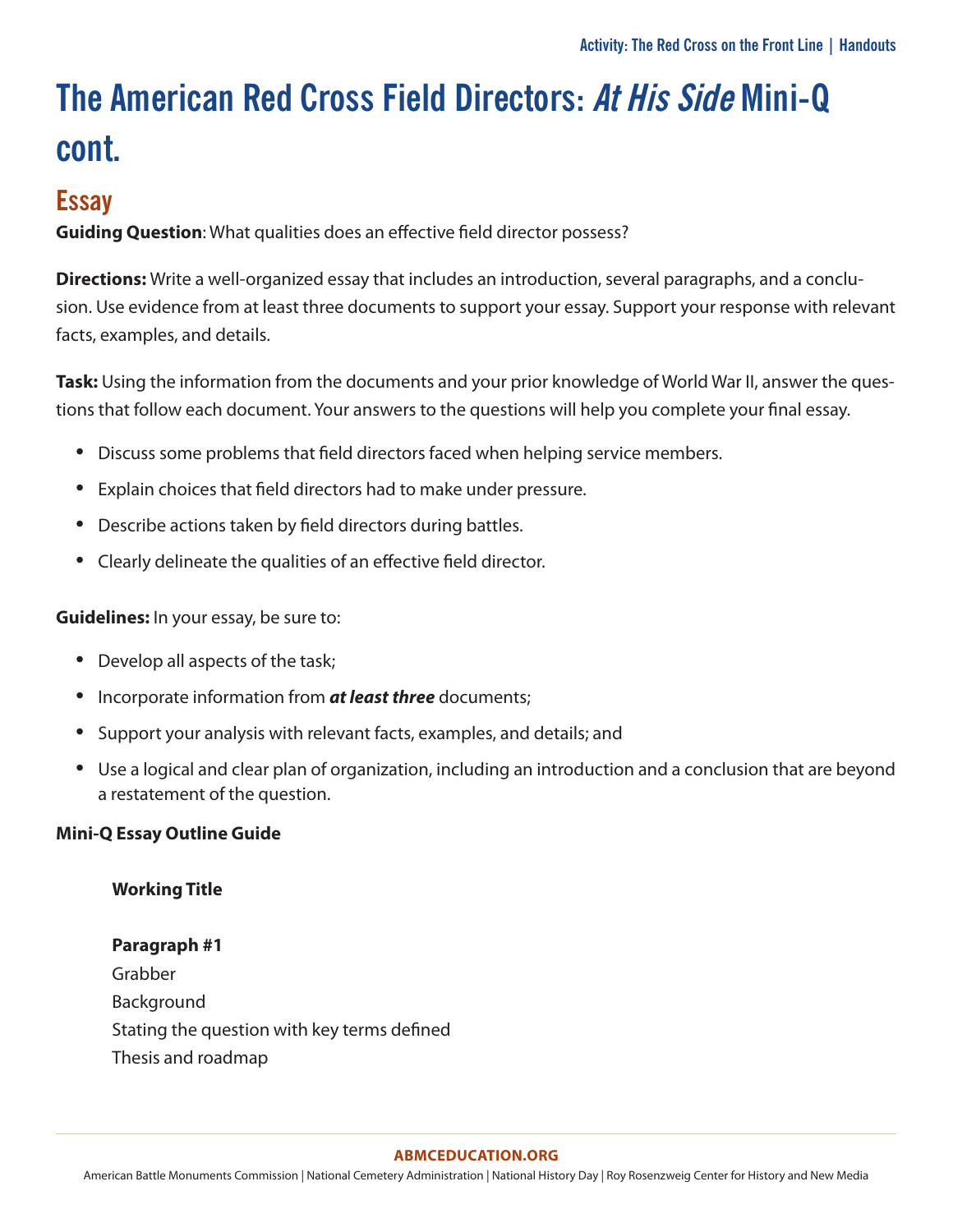# The American Red Cross Field Directors: *At His Side* Mini-Q cont.

## Essay

**Guiding Question**: What qualities does an effective field director possess?

**Directions:** Write a well-organized essay that includes an introduction, several paragraphs, and a conclusion. Use evidence from at least three documents to support your essay. Support your response with relevant facts, examples, and details.

**Task:** Using the information from the documents and your prior knowledge of World War II, answer the questions that follow each document. Your answers to the questions will help you complete your final essay.

- Discuss some problems that field directors faced when helping service members.
- Explain choices that field directors had to make under pressure.
- Describe actions taken by field directors during battles.
- Clearly delineate the qualities of an effective field director.

**Guidelines:** In your essay, be sure to:

- Develop all aspects of the task;
- Incorporate information from ***at least three*** documents;
- Support your analysis with relevant facts, examples, and details; and
- Use a logical and clear plan of organization, including an introduction and a conclusion that are beyond a restatement of the question.

**Mini-Q Essay Outline Guide**

**Working Title**

**Paragraph #1**
Grabber
Background
Stating the question with key terms defined
Thesis and roadmap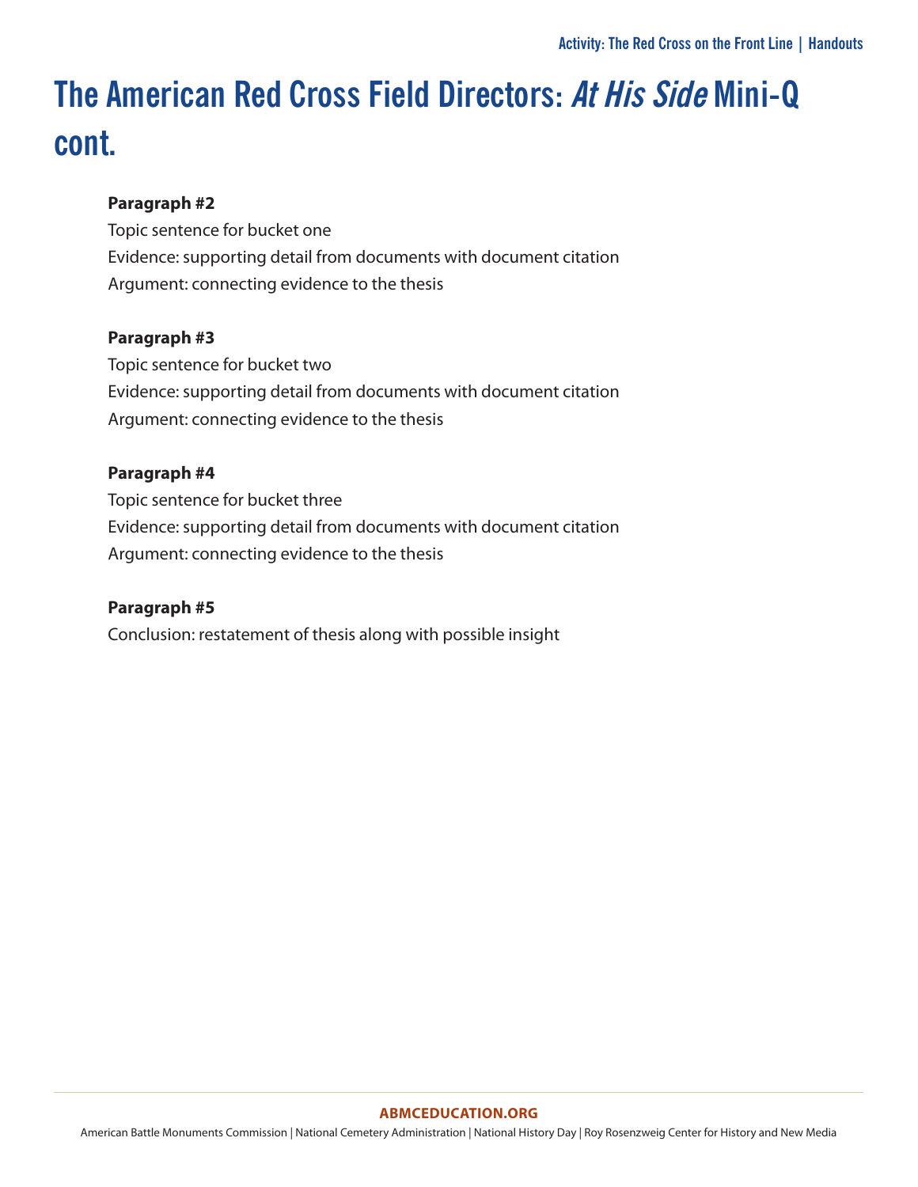# The American Red Cross Field Directors: *At His Side* Mini-Q cont.

**Paragraph #2**

Topic sentence for bucket one

Evidence: supporting detail from documents with document citation

Argument: connecting evidence to the thesis

**Paragraph #3**

Topic sentence for bucket two

Evidence: supporting detail from documents with document citation

Argument: connecting evidence to the thesis

**Paragraph #4**

Topic sentence for bucket three

Evidence: supporting detail from documents with document citation

Argument: connecting evidence to the thesis

**Paragraph #5**

Conclusion: restatement of thesis along with possible insight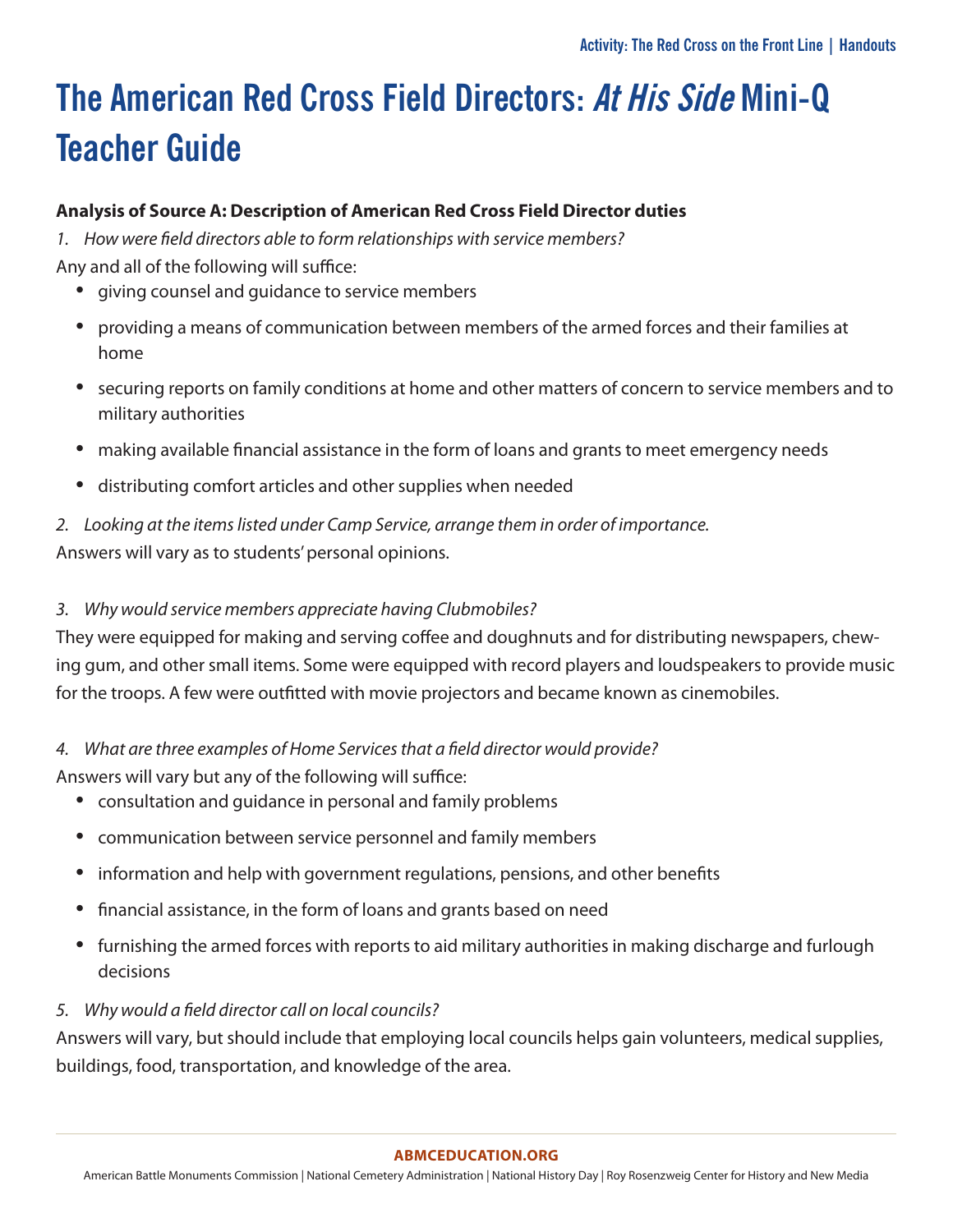# The American Red Cross Field Directors: *At His Side* Mini-Q Teacher Guide

**Analysis of Source A: Description of American Red Cross Field Director duties**

1. *How were field directors able to form relationships with service members?*

Any and all of the following will suffice:

- giving counsel and guidance to service members
- providing a means of communication between members of the armed forces and their families at home
- securing reports on family conditions at home and other matters of concern to service members and to military authorities
- making available financial assistance in the form of loans and grants to meet emergency needs
- distributing comfort articles and other supplies when needed

2. *Looking at the items listed under Camp Service, arrange them in order of importance.*

Answers will vary as to students' personal opinions.

3. *Why would service members appreciate having Clubmobiles?*

They were equipped for making and serving coffee and doughnuts and for distributing newspapers, chewing gum, and other small items. Some were equipped with record players and loudspeakers to provide music for the troops. A few were outfitted with movie projectors and became known as cinemobiles.

4. *What are three examples of Home Services that a field director would provide?*

Answers will vary but any of the following will suffice:

- consultation and guidance in personal and family problems
- communication between service personnel and family members
- information and help with government regulations, pensions, and other benefits
- financial assistance, in the form of loans and grants based on need
- furnishing the armed forces with reports to aid military authorities in making discharge and furlough decisions

5. *Why would a field director call on local councils?*

Answers will vary, but should include that employing local councils helps gain volunteers, medical supplies, buildings, food, transportation, and knowledge of the area.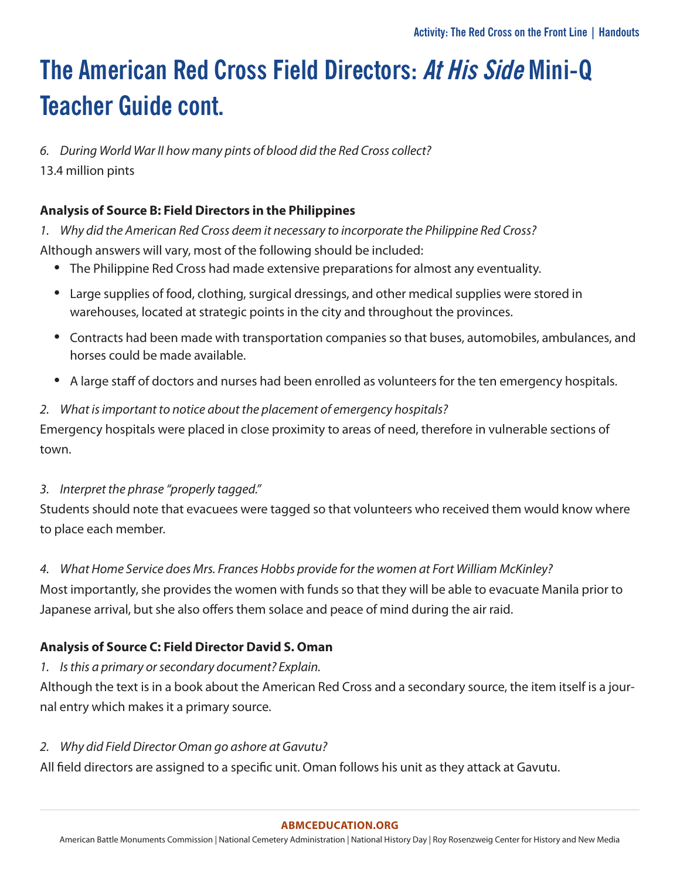# The American Red Cross Field Directors: *At His Side* Mini-Q Teacher Guide cont.

*6. During World War II how many pints of blood did the Red Cross collect?*

13.4 million pints

**Analysis of Source B: Field Directors in the Philippines**

*1. Why did the American Red Cross deem it necessary to incorporate the Philippine Red Cross?*

Although answers will vary, most of the following should be included:

- The Philippine Red Cross had made extensive preparations for almost any eventuality.
- Large supplies of food, clothing, surgical dressings, and other medical supplies were stored in warehouses, located at strategic points in the city and throughout the provinces.
- Contracts had been made with transportation companies so that buses, automobiles, ambulances, and horses could be made available.
- A large staff of doctors and nurses had been enrolled as volunteers for the ten emergency hospitals.

*2. What is important to notice about the placement of emergency hospitals?*

Emergency hospitals were placed in close proximity to areas of need, therefore in vulnerable sections of town.

*3. Interpret the phrase "properly tagged."*

Students should note that evacuees were tagged so that volunteers who received them would know where to place each member.

*4. What Home Service does Mrs. Frances Hobbs provide for the women at Fort William McKinley?*

Most importantly, she provides the women with funds so that they will be able to evacuate Manila prior to Japanese arrival, but she also offers them solace and peace of mind during the air raid.

**Analysis of Source C: Field Director David S. Oman**

*1. Is this a primary or secondary document? Explain.*

Although the text is in a book about the American Red Cross and a secondary source, the item itself is a journal entry which makes it a primary source.

*2. Why did Field Director Oman go ashore at Gavutu?*

All field directors are assigned to a specific unit. Oman follows his unit as they attack at Gavutu.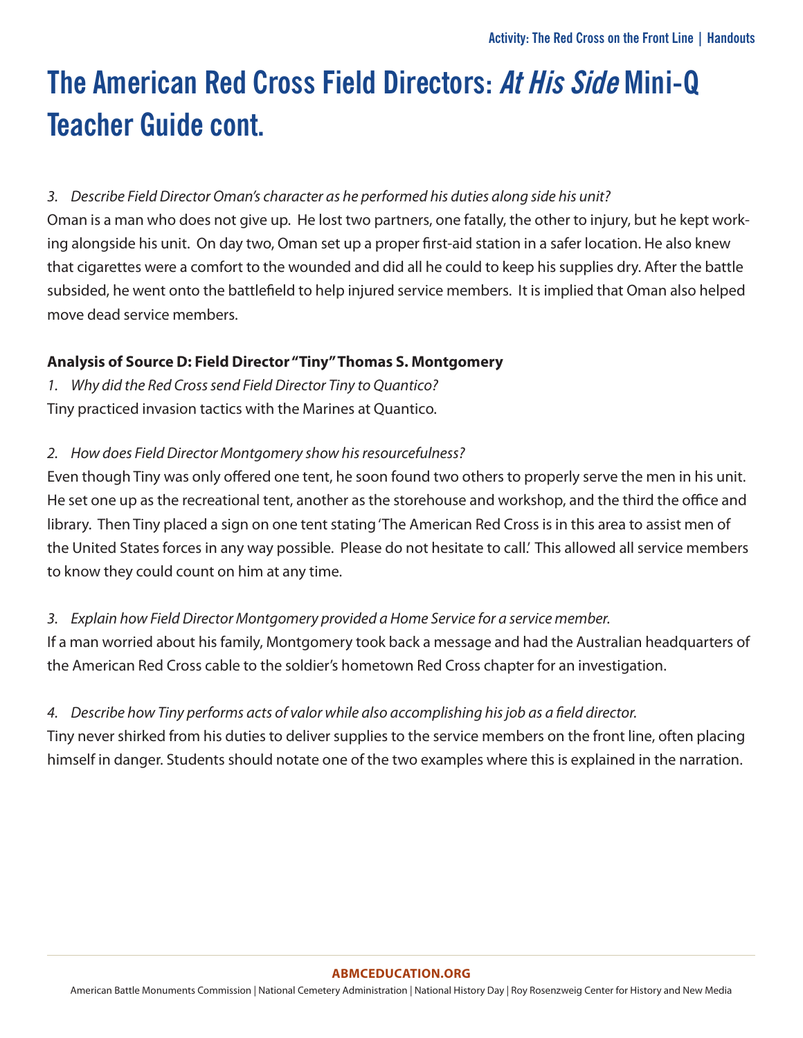# The American Red Cross Field Directors: *At His Side* Mini-Q Teacher Guide cont.

*3. Describe Field Director Oman's character as he performed his duties along side his unit?*

Oman is a man who does not give up. He lost two partners, one fatally, the other to injury, but he kept working alongside his unit. On day two, Oman set up a proper first-aid station in a safer location. He also knew that cigarettes were a comfort to the wounded and did all he could to keep his supplies dry. After the battle subsided, he went onto the battlefield to help injured service members. It is implied that Oman also helped move dead service members.

**Analysis of Source D: Field Director "Tiny" Thomas S. Montgomery**

*1. Why did the Red Cross send Field Director Tiny to Quantico?*

Tiny practiced invasion tactics with the Marines at Quantico.

*2. How does Field Director Montgomery show his resourcefulness?*

Even though Tiny was only offered one tent, he soon found two others to properly serve the men in his unit. He set one up as the recreational tent, another as the storehouse and workshop, and the third the office and library. Then Tiny placed a sign on one tent stating 'The American Red Cross is in this area to assist men of the United States forces in any way possible. Please do not hesitate to call.' This allowed all service members to know they could count on him at any time.

*3. Explain how Field Director Montgomery provided a Home Service for a service member.*

If a man worried about his family, Montgomery took back a message and had the Australian headquarters of the American Red Cross cable to the soldier's hometown Red Cross chapter for an investigation.

*4. Describe how Tiny performs acts of valor while also accomplishing his job as a field director.*

Tiny never shirked from his duties to deliver supplies to the service members on the front line, often placing himself in danger. Students should notate one of the two examples where this is explained in the narration.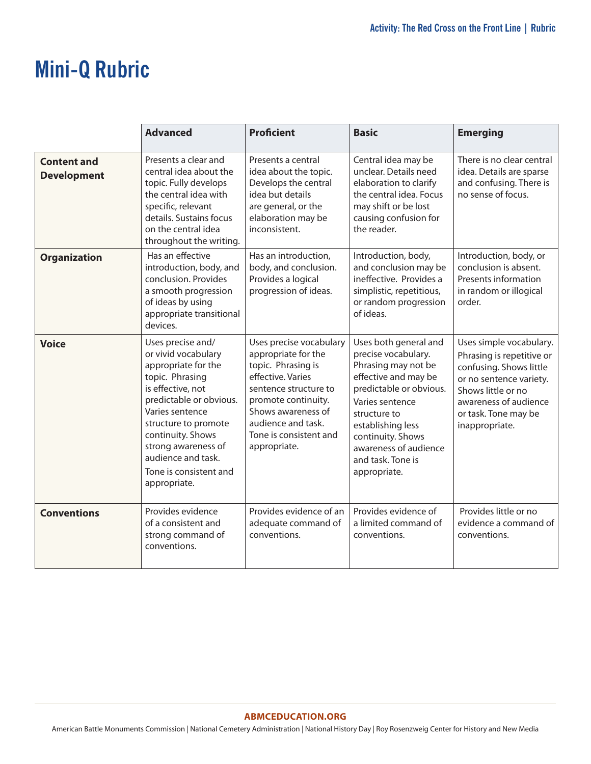# Mini-Q Rubric

| | Advanced | Proficient | Basic | Emerging |
|---|---|---|---|---|
| **Content and Development** | Presents a clear and central idea about the topic. Fully develops the central idea with specific, relevant details. Sustains focus on the central idea throughout the writing. | Presents a central idea about the topic. Develops the central idea but details are general, or the elaboration may be inconsistent. | Central idea may be unclear. Details need elaboration to clarify the central idea. Focus may shift or be lost causing confusion for the reader. | There is no clear central idea. Details are sparse and confusing. There is no sense of focus. |
| **Organization** | Has an effective introduction, body, and conclusion. Provides a smooth progression of ideas by using appropriate transitional devices. | Has an introduction, body, and conclusion. Provides a logical progression of ideas. | Introduction, body, and conclusion may be ineffective. Provides a simplistic, repetitious, or random progression of ideas. | Introduction, body, or conclusion is absent. Presents information in random or illogical order. |
| **Voice** | Uses precise and/or vivid vocabulary appropriate for the topic. Phrasing is effective, not predictable or obvious. Varies sentence structure to promote continuity. Shows strong awareness of audience and task. Tone is consistent and appropriate. | Uses precise vocabulary appropriate for the topic. Phrasing is effective. Varies sentence structure to promote continuity. Shows awareness of audience and task. Tone is consistent and appropriate. | Uses both general and precise vocabulary. Phrasing may not be effective and may be predictable or obvious. Varies sentence structure to establishing less continuity. Shows awareness of audience and task. Tone is appropriate. | Uses simple vocabulary. Phrasing is repetitive or confusing. Shows little or no sentence variety. Shows little or no awareness of audience or task. Tone may be inappropriate. |
| **Conventions** | Provides evidence of a consistent and strong command of conventions. | Provides evidence of an adequate command of conventions. | Provides evidence of a limited command of conventions. | Provides little or no evidence a command of conventions. |